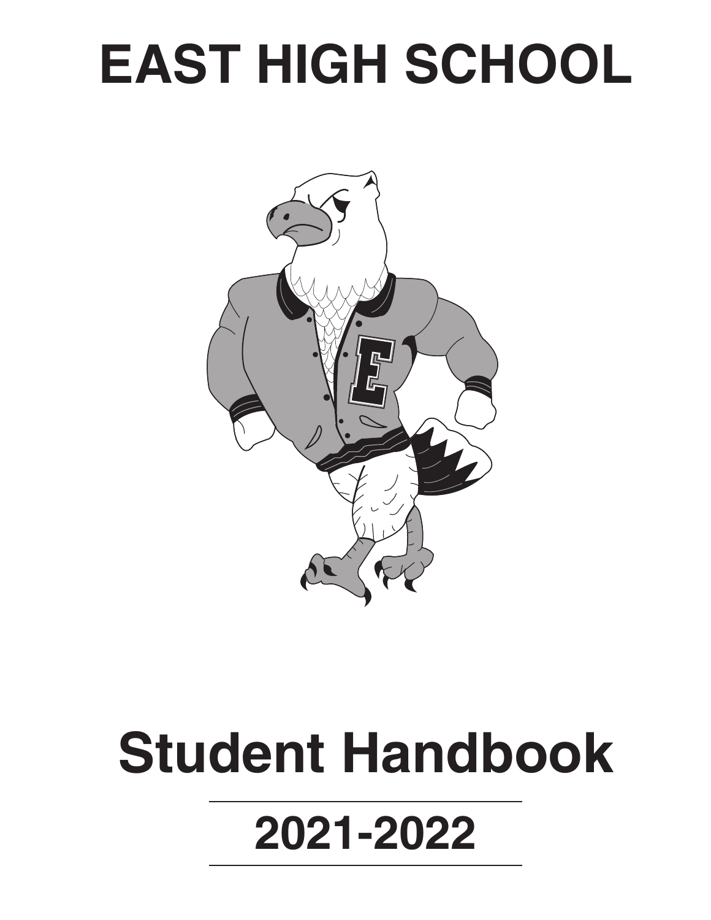# EAST HIGH SCHOOL

# Student Handbook

## 2021-2022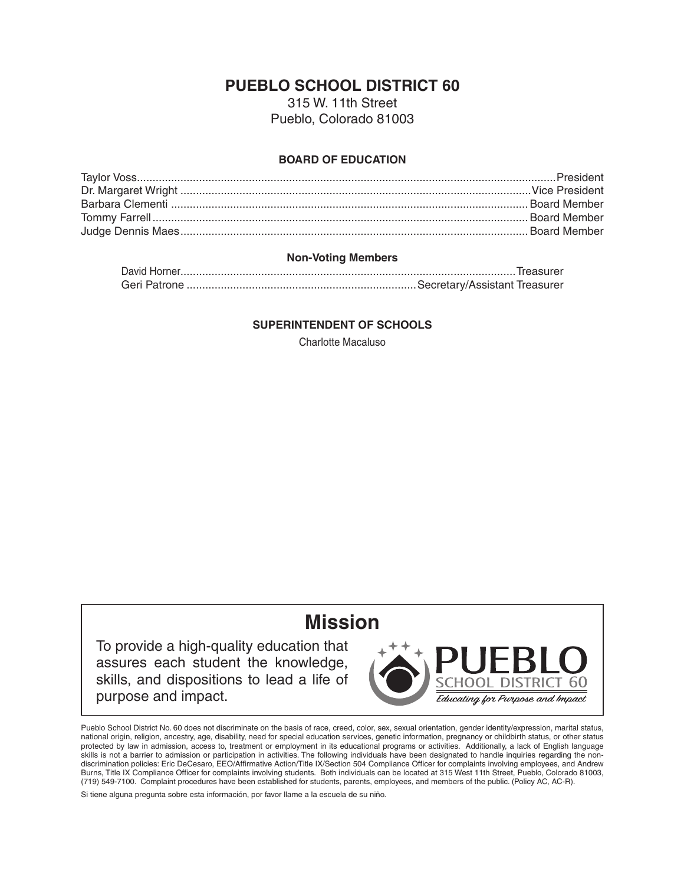# PUEBLO SCHOOL DISTRICT 60

315 W. 11th Street
Pueblo, Colorado 81003

### BOARD OF EDUCATION

| Name | Position |
|---|---|
| Taylor Voss | President |
| Dr. Margaret Wright | Vice President |
| Barbara Clementi | Board Member |
| Tommy Farrell | Board Member |
| Judge Dennis Maes | Board Member |

**Non-Voting Members**

| Name | Position |
|---|---|
| David Horner | Treasurer |
| Geri Patrone | Secretary/Assistant Treasurer |

### SUPERINTENDENT OF SCHOOLS

Charlotte Macaluso

## Mission

To provide a high-quality education that assures each student the knowledge, skills, and dispositions to lead a life of purpose and impact.

PUEBLO SCHOOL DISTRICT 60
*Educating for Purpose and Impact*

Pueblo School District No. 60 does not discriminate on the basis of race, creed, color, sex, sexual orientation, gender identity/expression, marital status, national origin, religion, ancestry, age, disability, need for special education services, genetic information, pregnancy or childbirth status, or other status protected by law in admission, access to, treatment or employment in its educational programs or activities. Additionally, a lack of English language skills is not a barrier to admission or participation in activities. The following individuals have been designated to handle inquiries regarding the non-discrimination policies: Eric DeCesaro, EEO/Affirmative Action/Title IX/Section 504 Compliance Officer for complaints involving employees, and Andrew Burns, Title IX Compliance Officer for complaints involving students. Both individuals can be located at 315 West 11th Street, Pueblo, Colorado 81003, (719) 549-7100. Complaint procedures have been established for students, parents, employees, and members of the public. (Policy AC, AC-R).

Si tiene alguna pregunta sobre esta información, por favor llame a la escuela de su niño.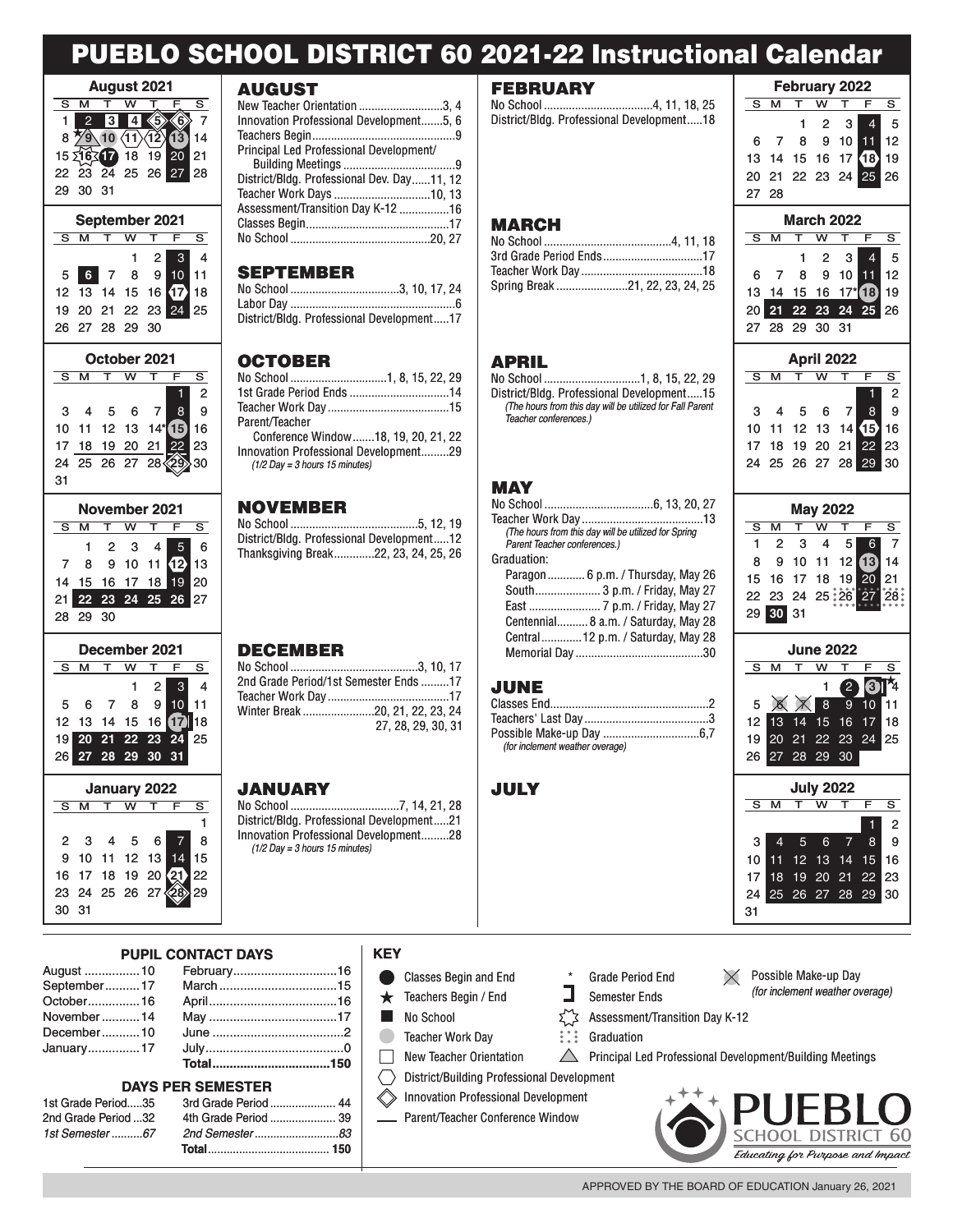# PUEBLO SCHOOL DISTRICT 60 2021-22 Instructional Calendar

### August 2021

| S | M | T | W | T | F | S |
|---|---|---|---|---|---|---|
| 1 | 2 | 3 | 4 | 5 | 6 | 7 |
| 8 | 9 | 10 | 11 | 12 | 13 | 14 |
| 15 | 16 | 17 | 18 | 19 | 20 | 21 |
| 22 | 23 | 24 | 25 | 26 | 27 | 28 |
| 29 | 30 | 31 | | | | |

### September 2021

| S | M | T | W | T | F | S |
|---|---|---|---|---|---|---|
| | | | 1 | 2 | 3 | 4 |
| 5 | 6 | 7 | 8 | 9 | 10 | 11 |
| 12 | 13 | 14 | 15 | 16 | 17 | 18 |
| 19 | 20 | 21 | 22 | 23 | 24 | 25 |
| 26 | 27 | 28 | 29 | 30 | | |

### October 2021

| S | M | T | W | T | F | S |
|---|---|---|---|---|---|---|
| | | | | | 1 | 2 |
| 3 | 4 | 5 | 6 | 7 | 8 | 9 |
| 10 | 11 | 12 | 13 | 14* | 15 | 16 |
| 17 | 18 | 19 | 20 | 21 | 22 | 23 |
| 24 | 25 | 26 | 27 | 28 | 29 | 30 |
| 31 | | | | | | |

### November 2021

| S | M | T | W | T | F | S |
|---|---|---|---|---|---|---|
| | 1 | 2 | 3 | 4 | 5 | 6 |
| 7 | 8 | 9 | 10 | 11 | 12 | 13 |
| 14 | 15 | 16 | 17 | 18 | 19 | 20 |
| 21 | 22 | 23 | 24 | 25 | 26 | 27 |
| 28 | 29 | 30 | | | | |

### December 2021

| S | M | T | W | T | F | S |
|---|---|---|---|---|---|---|
| | | | 1 | 2 | 3 | 4 |
| 5 | 6 | 7 | 8 | 9 | 10 | 11 |
| 12 | 13 | 14 | 15 | 16 | 17 | 18 |
| 19 | 20 | 21 | 22 | 23 | 24 | 25 |
| 26 | 27 | 28 | 29 | 30 | 31 | |

### January 2022

| S | M | T | W | T | F | S |
|---|---|---|---|---|---|---|
| | | | | | | 1 |
| 2 | 3 | 4 | 5 | 6 | 7 | 8 |
| 9 | 10 | 11 | 12 | 13 | 14 | 15 |
| 16 | 17 | 18 | 19 | 20 | 21 | 22 |
| 23 | 24 | 25 | 26 | 27 | 28 | 29 |
| 30 | 31 | | | | | |

## AUGUST

- New Teacher Orientation ........ 3, 4
- Innovation Professional Development ........ 5, 6
- Teachers Begin ........ 9
- Principal Led Professional Development/ Building Meetings ........ 9
- District/Bldg. Professional Dev. Day ........ 11, 12
- Teacher Work Days ........ 10, 13
- Assessment/Transition Day K-12 ........ 16
- Classes Begin ........ 17
- No School ........ 20, 27

## SEPTEMBER

- No School ........ 3, 10, 17, 24
- Labor Day ........ 6
- District/Bldg. Professional Development ........ 17

## OCTOBER

- No School ........ 1, 8, 15, 22, 29
- 1st Grade Period Ends ........ 14
- Teacher Work Day ........ 15
- Parent/Teacher Conference Window ........ 18, 19, 20, 21, 22
- Innovation Professional Development ........ 29
  *(1/2 Day = 3 hours 15 minutes)*

## NOVEMBER

- No School ........ 5, 12, 19
- District/Bldg. Professional Development ........ 12
- Thanksgiving Break ........ 22, 23, 24, 25, 26

## DECEMBER

- No School ........ 3, 10, 17
- 2nd Grade Period/1st Semester Ends ........ 17
- Teacher Work Day ........ 17
- Winter Break ........ 20, 21, 22, 23, 24, 27, 28, 29, 30, 31

## JANUARY

- No School ........ 7, 14, 21, 28
- District/Bldg. Professional Development ........ 21
- Innovation Professional Development ........ 28
  *(1/2 Day = 3 hours 15 minutes)*

## FEBRUARY

- No School ........ 4, 11, 18, 25
- District/Bldg. Professional Development ........ 18

## MARCH

- No School ........ 4, 11, 18
- 3rd Grade Period Ends ........ 17
- Teacher Work Day ........ 18
- Spring Break ........ 21, 22, 23, 24, 25

## APRIL

- No School ........ 1, 8, 15, 22, 29
- District/Bldg. Professional Development ........ 15
  *(The hours from this day will be utilized for Fall Parent Teacher conferences.)*

## MAY

- No School ........ 6, 13, 20, 27
- Teacher Work Day ........ 13
  *(The hours from this day will be utilized for Spring Parent Teacher conferences.)*
- Graduation:
  - Paragon ........ 6 p.m. / Thursday, May 26
  - South ........ 3 p.m. / Friday, May 27
  - East ........ 7 p.m. / Friday, May 27
  - Centennial ........ 8 a.m. / Saturday, May 28
  - Central ........ 12 p.m. / Saturday, May 28
- Memorial Day ........ 30

## JUNE

- Classes End ........ 2
- Teachers' Last Day ........ 3
- Possible Make-up Day ........ 6,7
  *(for inclement weather overage)*

## JULY

### February 2022

| S | M | T | W | T | F | S |
|---|---|---|---|---|---|---|
| | | 1 | 2 | 3 | 4 | 5 |
| 6 | 7 | 8 | 9 | 10 | 11 | 12 |
| 13 | 14 | 15 | 16 | 17 | 18 | 19 |
| 20 | 21 | 22 | 23 | 24 | 25 | 26 |
| 27 | 28 | | | | | |

### March 2022

| S | M | T | W | T | F | S |
|---|---|---|---|---|---|---|
| | | 1 | 2 | 3 | 4 | 5 |
| 6 | 7 | 8 | 9 | 10 | 11 | 12 |
| 13 | 14 | 15 | 16 | 17* | 18 | 19 |
| 20 | 21 | 22 | 23 | 24 | 25 | 26 |
| 27 | 28 | 29 | 30 | 31 | | |

### April 2022

| S | M | T | W | T | F | S |
|---|---|---|---|---|---|---|
| | | | | | 1 | 2 |
| 3 | 4 | 5 | 6 | 7 | 8 | 9 |
| 10 | 11 | 12 | 13 | 14 | 15 | 16 |
| 17 | 18 | 19 | 20 | 21 | 22 | 23 |
| 24 | 25 | 26 | 27 | 28 | 29 | 30 |

### May 2022

| S | M | T | W | T | F | S |
|---|---|---|---|---|---|---|
| 1 | 2 | 3 | 4 | 5 | 6 | 7 |
| 8 | 9 | 10 | 11 | 12 | 13 | 14 |
| 15 | 16 | 17 | 18 | 19 | 20 | 21 |
| 22 | 23 | 24 | 25 | 26 | 27 | 28 |
| 29 | 30 | 31 | | | | |

### June 2022

| S | M | T | W | T | F | S |
|---|---|---|---|---|---|---|
| | | | 1 | 2 | 3 | 4 |
| 5 | 6 | 7 | 8 | 9 | 10 | 11 |
| 12 | 13 | 14 | 15 | 16 | 17 | 18 |
| 19 | 20 | 21 | 22 | 23 | 24 | 25 |
| 26 | 27 | 28 | 29 | 30 | | |

### July 2022

| S | M | T | W | T | F | S |
|---|---|---|---|---|---|---|
| | | | | | 1 | 2 |
| 3 | 4 | 5 | 6 | 7 | 8 | 9 |
| 10 | 11 | 12 | 13 | 14 | 15 | 16 |
| 17 | 18 | 19 | 20 | 21 | 22 | 23 |
| 24 | 25 | 26 | 27 | 28 | 29 | 30 |
| 31 | | | | | | |

### PUPIL CONTACT DAYS

| Month | Days | Month | Days |
|---|---|---|---|
| August | 10 | February | 16 |
| September | 17 | March | 15 |
| October | 16 | April | 16 |
| November | 14 | May | 17 |
| December | 10 | June | 2 |
| January | 17 | July | 0 |
| | | **Total** | **150** |

### DAYS PER SEMESTER

| Period | Days | Period | Days |
|---|---|---|---|
| 1st Grade Period | 35 | 3rd Grade Period | 44 |
| 2nd Grade Period | 32 | 4th Grade Period | 39 |
| *1st Semester* | *67* | *2nd Semester* | *83* |
| | | **Total** | **150** |

### KEY

- ● Classes Begin and End
- ★ Teachers Begin / End
- ■ No School
- Teacher Work Day
- □ New Teacher Orientation
- ⬡ District/Building Professional Development
- ◇ Innovation Professional Development
- — Parent/Teacher Conference Window
- \* Grade Period End
- ] Semester Ends
- ☆ Assessment/Transition Day K-12
- ⁙ Graduation
- △ Principal Led Professional Development/Building Meetings
- ☒ Possible Make-up Day *(for inclement weather overage)*

PUEBLO SCHOOL DISTRICT 60
*Educating for Purpose and Impact*

APPROVED BY THE BOARD OF EDUCATION January 26, 2021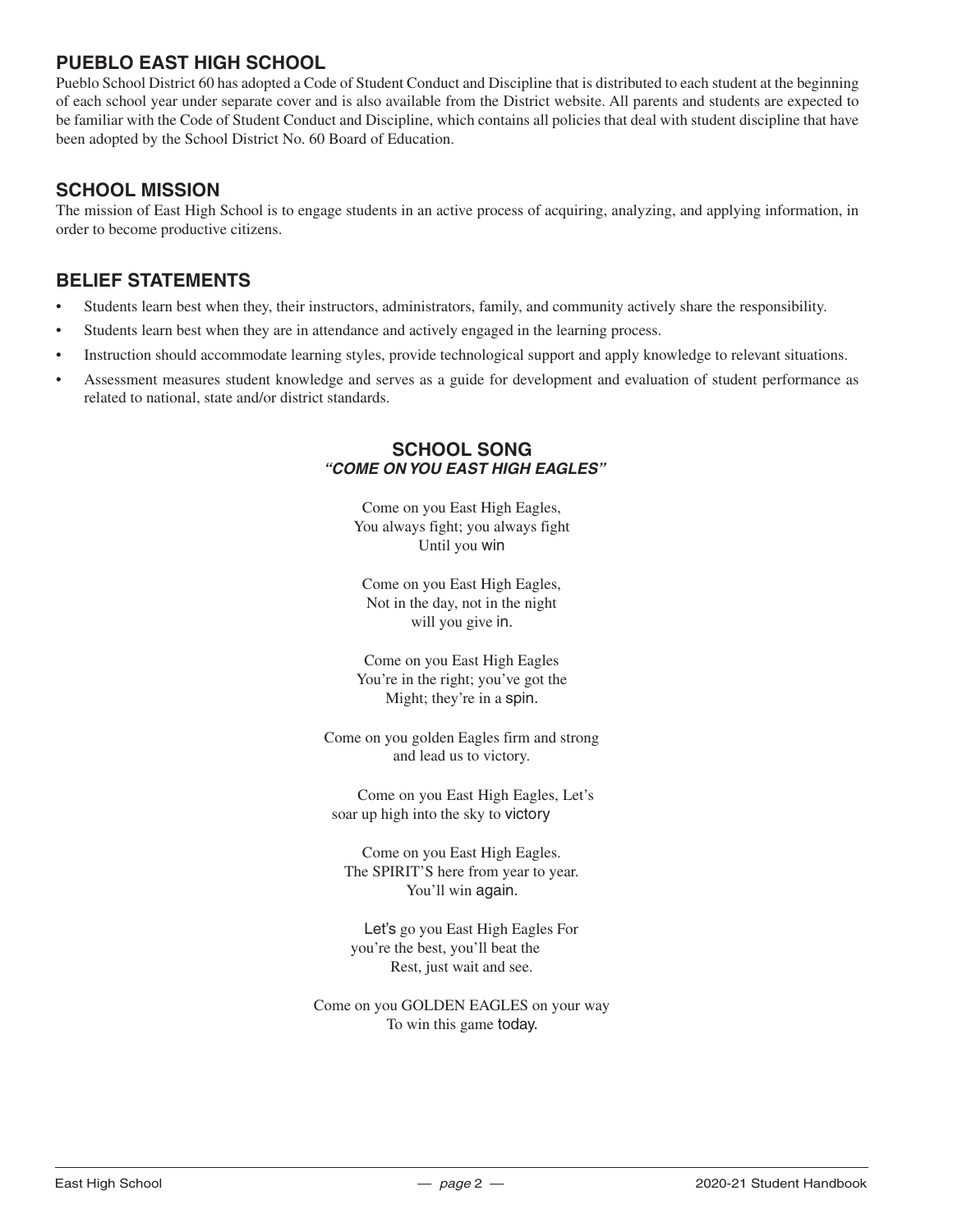## PUEBLO EAST HIGH SCHOOL

Pueblo School District 60 has adopted a Code of Student Conduct and Discipline that is distributed to each student at the beginning of each school year under separate cover and is also available from the District website. All parents and students are expected to be familiar with the Code of Student Conduct and Discipline, which contains all policies that deal with student discipline that have been adopted by the School District No. 60 Board of Education.

## SCHOOL MISSION

The mission of East High School is to engage students in an active process of acquiring, analyzing, and applying information, in order to become productive citizens.

## BELIEF STATEMENTS

- Students learn best when they, their instructors, administrators, family, and community actively share the responsibility.
- Students learn best when they are in attendance and actively engaged in the learning process.
- Instruction should accommodate learning styles, provide technological support and apply knowledge to relevant situations.
- Assessment measures student knowledge and serves as a guide for development and evaluation of student performance as related to national, state and/or district standards.

## SCHOOL SONG
### *"COME ON YOU EAST HIGH EAGLES"*

Come on you East High Eagles,  
You always fight; you always fight  
Until you win

Come on you East High Eagles,  
Not in the day, not in the night  
will you give in.

Come on you East High Eagles  
You're in the right; you've got the  
Might; they're in a spin.

Come on you golden Eagles firm and strong  
and lead us to victory.

Come on you East High Eagles, Let's  
soar up high into the sky to victory

Come on you East High Eagles.  
The SPIRIT'S here from year to year.  
You'll win again.

Let's go you East High Eagles For  
you're the best, you'll beat the  
Rest, just wait and see.

Come on you GOLDEN EAGLES on your way  
To win this game today.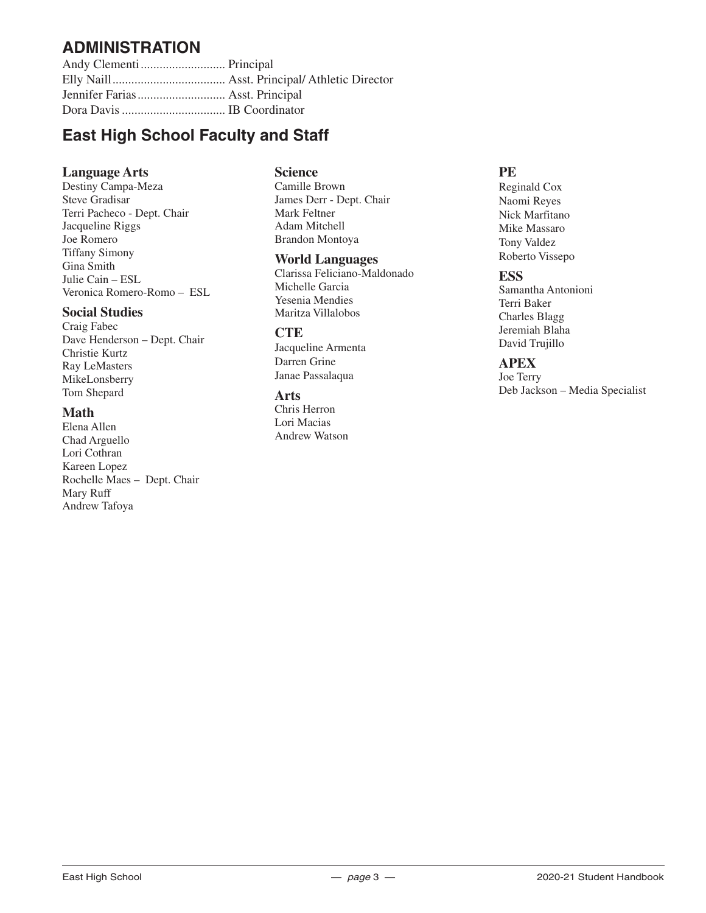## ADMINISTRATION

Andy Clementi .......................... Principal
Elly Naill .................................... Asst. Principal/ Athletic Director
Jennifer Farias ............................ Asst. Principal
Dora Davis ................................. IB Coordinator

## East High School Faculty and Staff

### Language Arts

Destiny Campa-Meza
Steve Gradisar
Terri Pacheco - Dept. Chair
Jacqueline Riggs
Joe Romero
Tiffany Simony
Gina Smith
Julie Cain – ESL
Veronica Romero-Romo – ESL

### Social Studies

Craig Fabec
Dave Henderson – Dept. Chair
Christie Kurtz
Ray LeMasters
MikeLonsberry
Tom Shepard

### Math

Elena Allen
Chad Arguello
Lori Cothran
Kareen Lopez
Rochelle Maes – Dept. Chair
Mary Ruff
Andrew Tafoya

### Science

Camille Brown
James Derr - Dept. Chair
Mark Feltner
Adam Mitchell
Brandon Montoya

### World Languages

Clarissa Feliciano-Maldonado
Michelle Garcia
Yesenia Mendies
Maritza Villalobos

### CTE

Jacqueline Armenta
Darren Grine
Janae Passalaqua

### Arts

Chris Herron
Lori Macias
Andrew Watson

### PE

Reginald Cox
Naomi Reyes
Nick Marfitano
Mike Massaro
Tony Valdez
Roberto Vissepo

### ESS

Samantha Antonioni
Terri Baker
Charles Blagg
Jeremiah Blaha
David Trujillo

### APEX

Joe Terry
Deb Jackson – Media Specialist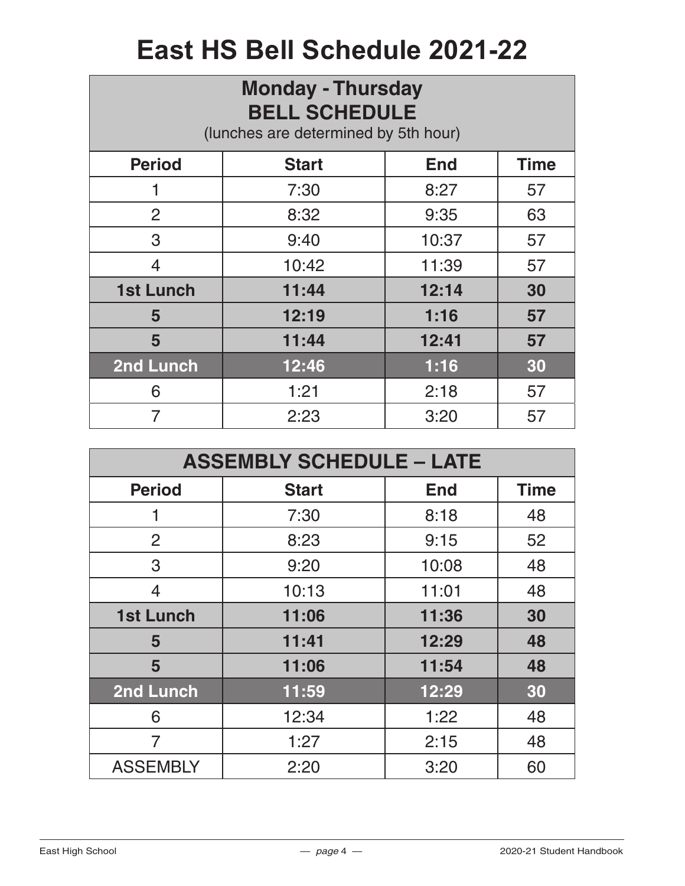# East HS Bell Schedule 2021-22

| Monday - Thursday BELL SCHEDULE (lunches are determined by 5th hour) | | | |
|---|---|---|---|
| **Period** | **Start** | **End** | **Time** |
| 1 | 7:30 | 8:27 | 57 |
| 2 | 8:32 | 9:35 | 63 |
| 3 | 9:40 | 10:37 | 57 |
| 4 | 10:42 | 11:39 | 57 |
| **1st Lunch** | **11:44** | **12:14** | **30** |
| **5** | **12:19** | **1:16** | **57** |
| **5** | **11:44** | **12:41** | **57** |
| **2nd Lunch** | **12:46** | **1:16** | **30** |
| 6 | 1:21 | 2:18 | 57 |
| 7 | 2:23 | 3:20 | 57 |

| ASSEMBLY SCHEDULE – LATE | | | |
|---|---|---|---|
| **Period** | **Start** | **End** | **Time** |
| 1 | 7:30 | 8:18 | 48 |
| 2 | 8:23 | 9:15 | 52 |
| 3 | 9:20 | 10:08 | 48 |
| 4 | 10:13 | 11:01 | 48 |
| **1st Lunch** | **11:06** | **11:36** | **30** |
| **5** | **11:41** | **12:29** | **48** |
| **5** | **11:06** | **11:54** | **48** |
| **2nd Lunch** | **11:59** | **12:29** | **30** |
| 6 | 12:34 | 1:22 | 48 |
| 7 | 1:27 | 2:15 | 48 |
| ASSEMBLY | 2:20 | 3:20 | 60 |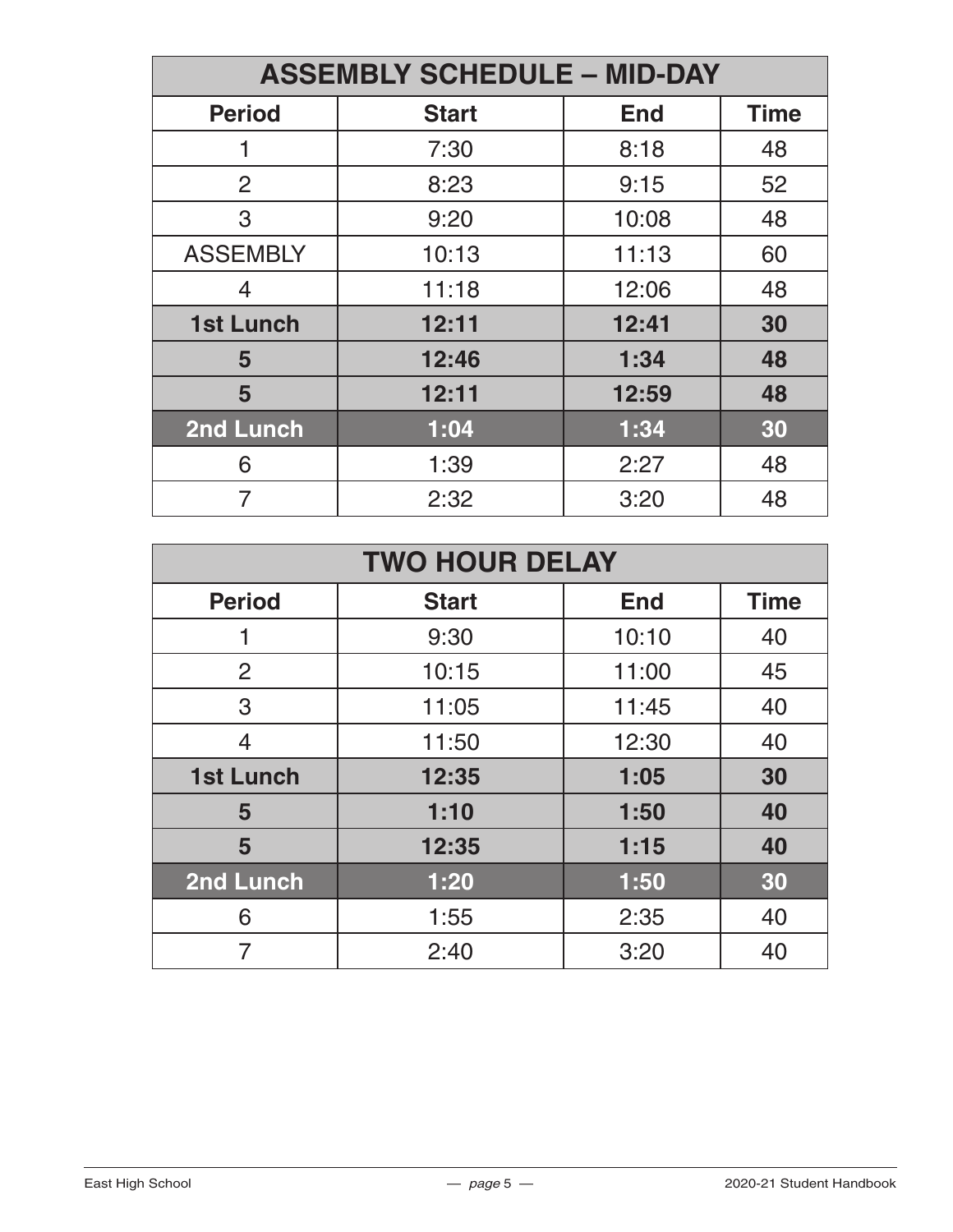| ASSEMBLY SCHEDULE – MID-DAY | | | |
|---|---|---|---|
| **Period** | **Start** | **End** | **Time** |
| 1 | 7:30 | 8:18 | 48 |
| 2 | 8:23 | 9:15 | 52 |
| 3 | 9:20 | 10:08 | 48 |
| ASSEMBLY | 10:13 | 11:13 | 60 |
| 4 | 11:18 | 12:06 | 48 |
| **1st Lunch** | **12:11** | **12:41** | **30** |
| **5** | **12:46** | **1:34** | **48** |
| **5** | **12:11** | **12:59** | **48** |
| **2nd Lunch** | **1:04** | **1:34** | **30** |
| 6 | 1:39 | 2:27 | 48 |
| 7 | 2:32 | 3:20 | 48 |

| TWO HOUR DELAY | | | |
|---|---|---|---|
| **Period** | **Start** | **End** | **Time** |
| 1 | 9:30 | 10:10 | 40 |
| 2 | 10:15 | 11:00 | 45 |
| 3 | 11:05 | 11:45 | 40 |
| 4 | 11:50 | 12:30 | 40 |
| **1st Lunch** | **12:35** | **1:05** | **30** |
| **5** | **1:10** | **1:50** | **40** |
| **5** | **12:35** | **1:15** | **40** |
| **2nd Lunch** | **1:20** | **1:50** | **30** |
| 6 | 1:55 | 2:35 | 40 |
| 7 | 2:40 | 3:20 | 40 |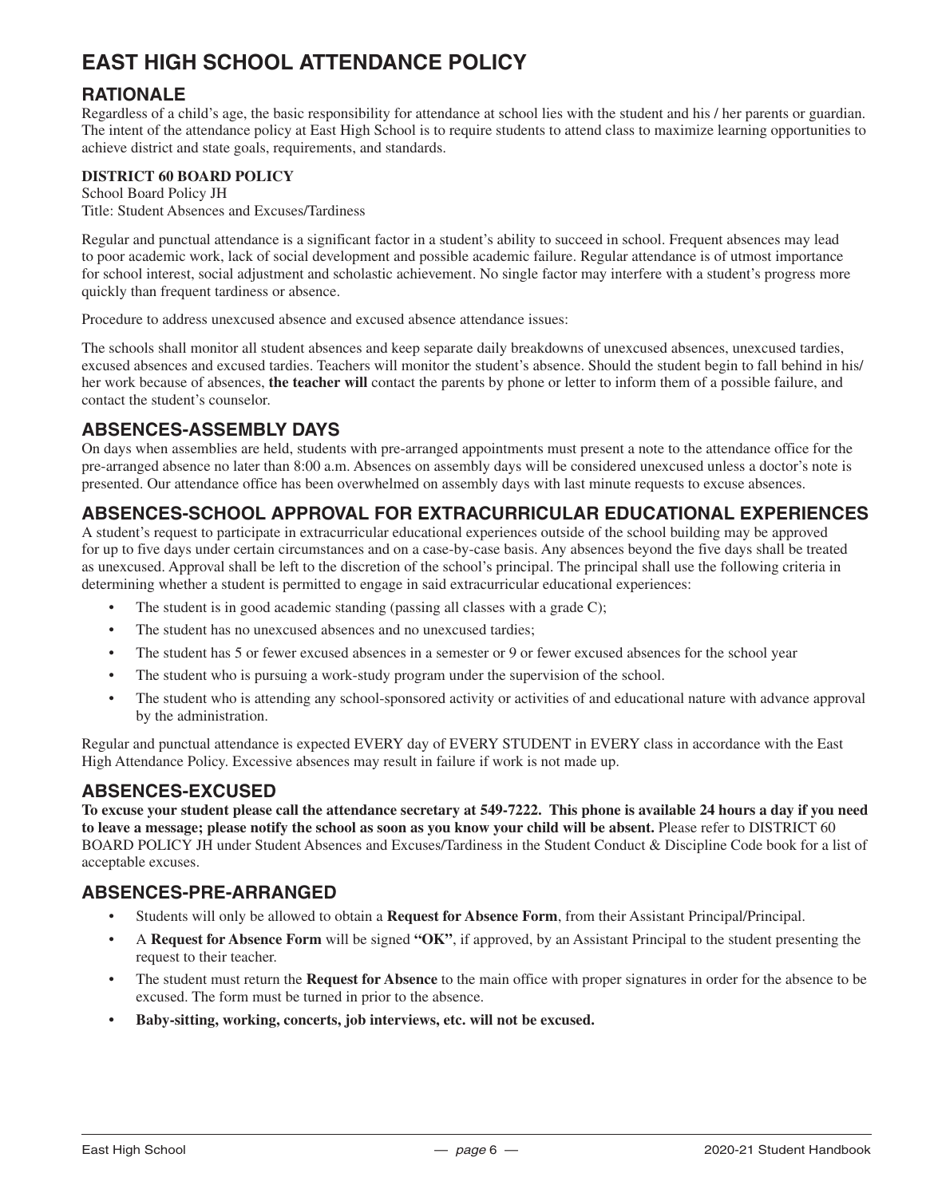# EAST HIGH SCHOOL ATTENDANCE POLICY

## RATIONALE

Regardless of a child's age, the basic responsibility for attendance at school lies with the student and his / her parents or guardian. The intent of the attendance policy at East High School is to require students to attend class to maximize learning opportunities to achieve district and state goals, requirements, and standards.

**DISTRICT 60 BOARD POLICY**

School Board Policy JH
Title: Student Absences and Excuses/Tardiness

Regular and punctual attendance is a significant factor in a student's ability to succeed in school. Frequent absences may lead to poor academic work, lack of social development and possible academic failure. Regular attendance is of utmost importance for school interest, social adjustment and scholastic achievement. No single factor may interfere with a student's progress more quickly than frequent tardiness or absence.

Procedure to address unexcused absence and excused absence attendance issues:

The schools shall monitor all student absences and keep separate daily breakdowns of unexcused absences, unexcused tardies, excused absences and excused tardies. Teachers will monitor the student's absence. Should the student begin to fall behind in his/her work because of absences, **the teacher will** contact the parents by phone or letter to inform them of a possible failure, and contact the student's counselor.

## ABSENCES-ASSEMBLY DAYS

On days when assemblies are held, students with pre-arranged appointments must present a note to the attendance office for the pre-arranged absence no later than 8:00 a.m. Absences on assembly days will be considered unexcused unless a doctor's note is presented. Our attendance office has been overwhelmed on assembly days with last minute requests to excuse absences.

## ABSENCES-SCHOOL APPROVAL FOR EXTRACURRICULAR EDUCATIONAL EXPERIENCES

A student's request to participate in extracurricular educational experiences outside of the school building may be approved for up to five days under certain circumstances and on a case-by-case basis. Any absences beyond the five days shall be treated as unexcused. Approval shall be left to the discretion of the school's principal. The principal shall use the following criteria in determining whether a student is permitted to engage in said extracurricular educational experiences:

- The student is in good academic standing (passing all classes with a grade C);
- The student has no unexcused absences and no unexcused tardies;
- The student has 5 or fewer excused absences in a semester or 9 or fewer excused absences for the school year
- The student who is pursuing a work-study program under the supervision of the school.
- The student who is attending any school-sponsored activity or activities of and educational nature with advance approval by the administration.

Regular and punctual attendance is expected EVERY day of EVERY STUDENT in EVERY class in accordance with the East High Attendance Policy. Excessive absences may result in failure if work is not made up.

## ABSENCES-EXCUSED

**To excuse your student please call the attendance secretary at 549-7222. This phone is available 24 hours a day if you need to leave a message; please notify the school as soon as you know your child will be absent.** Please refer to DISTRICT 60 BOARD POLICY JH under Student Absences and Excuses/Tardiness in the Student Conduct & Discipline Code book for a list of acceptable excuses.

## ABSENCES-PRE-ARRANGED

- Students will only be allowed to obtain a **Request for Absence Form**, from their Assistant Principal/Principal.
- A **Request for Absence Form** will be signed **"OK"**, if approved, by an Assistant Principal to the student presenting the request to their teacher.
- The student must return the **Request for Absence** to the main office with proper signatures in order for the absence to be excused. The form must be turned in prior to the absence.
- **Baby-sitting, working, concerts, job interviews, etc. will not be excused.**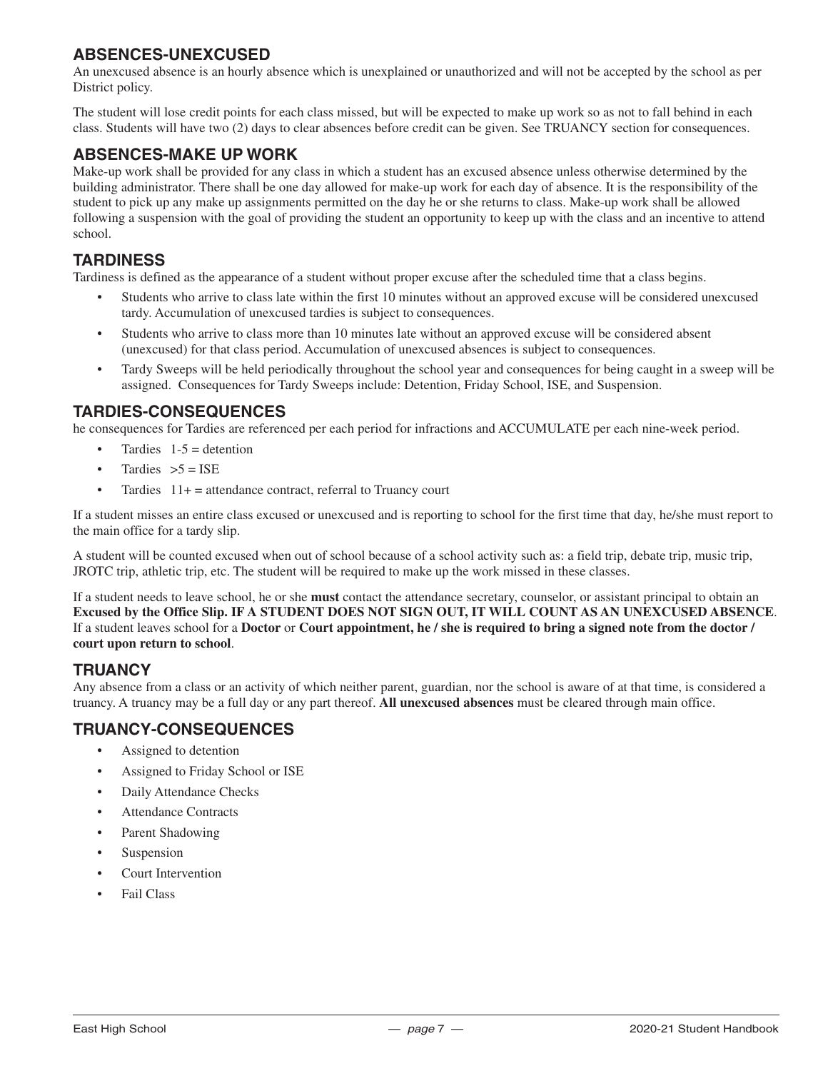## ABSENCES-UNEXCUSED

An unexcused absence is an hourly absence which is unexplained or unauthorized and will not be accepted by the school as per District policy.

The student will lose credit points for each class missed, but will be expected to make up work so as not to fall behind in each class. Students will have two (2) days to clear absences before credit can be given. See TRUANCY section for consequences.

## ABSENCES-MAKE UP WORK

Make-up work shall be provided for any class in which a student has an excused absence unless otherwise determined by the building administrator. There shall be one day allowed for make-up work for each day of absence. It is the responsibility of the student to pick up any make up assignments permitted on the day he or she returns to class. Make-up work shall be allowed following a suspension with the goal of providing the student an opportunity to keep up with the class and an incentive to attend school.

## TARDINESS

Tardiness is defined as the appearance of a student without proper excuse after the scheduled time that a class begins.

- Students who arrive to class late within the first 10 minutes without an approved excuse will be considered unexcused tardy. Accumulation of unexcused tardies is subject to consequences.
- Students who arrive to class more than 10 minutes late without an approved excuse will be considered absent (unexcused) for that class period. Accumulation of unexcused absences is subject to consequences.
- Tardy Sweeps will be held periodically throughout the school year and consequences for being caught in a sweep will be assigned. Consequences for Tardy Sweeps include: Detention, Friday School, ISE, and Suspension.

## TARDIES-CONSEQUENCES

he consequences for Tardies are referenced per each period for infractions and ACCUMULATE per each nine-week period.

- Tardies 1-5 = detention
- Tardies >5 = ISE
- Tardies 11+ = attendance contract, referral to Truancy court

If a student misses an entire class excused or unexcused and is reporting to school for the first time that day, he/she must report to the main office for a tardy slip.

A student will be counted excused when out of school because of a school activity such as: a field trip, debate trip, music trip, JROTC trip, athletic trip, etc. The student will be required to make up the work missed in these classes.

If a student needs to leave school, he or she **must** contact the attendance secretary, counselor, or assistant principal to obtain an **Excused by the Office Slip. IF A STUDENT DOES NOT SIGN OUT, IT WILL COUNT AS AN UNEXCUSED ABSENCE**. If a student leaves school for a **Doctor** or **Court appointment, he / she is required to bring a signed note from the doctor / court upon return to school**.

## TRUANCY

Any absence from a class or an activity of which neither parent, guardian, nor the school is aware of at that time, is considered a truancy. A truancy may be a full day or any part thereof. **All unexcused absences** must be cleared through main office.

## TRUANCY-CONSEQUENCES

- Assigned to detention
- Assigned to Friday School or ISE
- Daily Attendance Checks
- Attendance Contracts
- Parent Shadowing
- Suspension
- Court Intervention
- Fail Class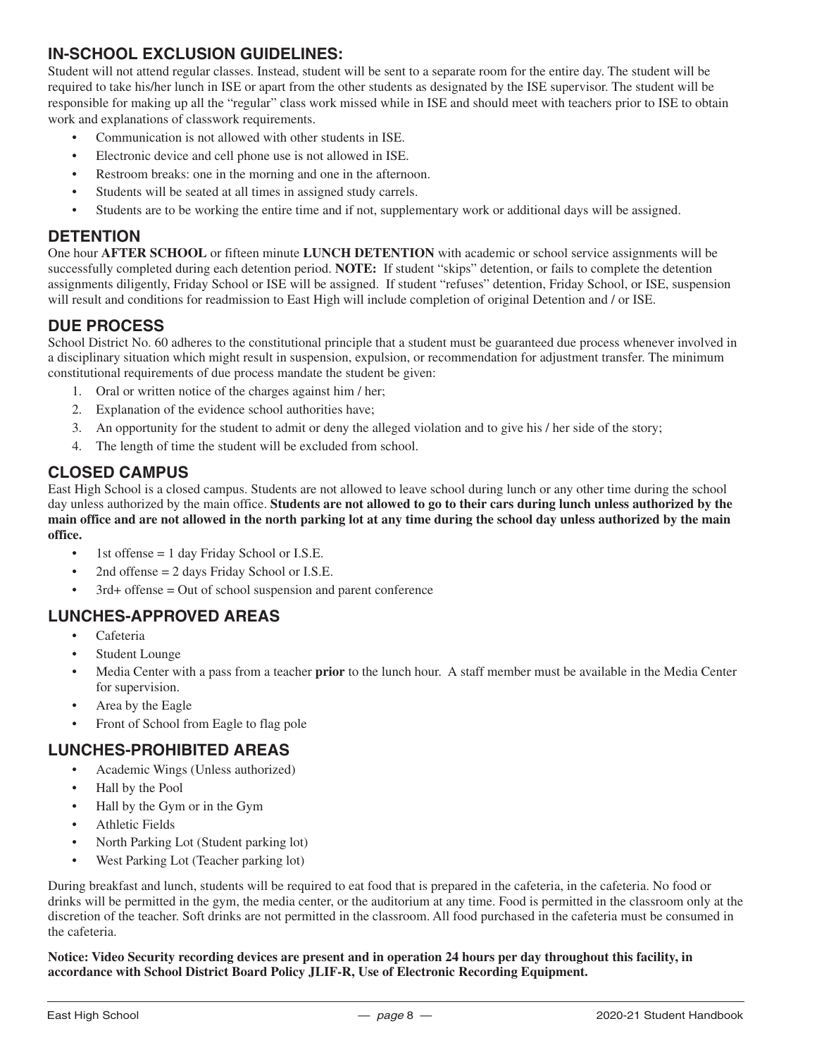## IN-SCHOOL EXCLUSION GUIDELINES:

Student will not attend regular classes. Instead, student will be sent to a separate room for the entire day. The student will be required to take his/her lunch in ISE or apart from the other students as designated by the ISE supervisor. The student will be responsible for making up all the "regular" class work missed while in ISE and should meet with teachers prior to ISE to obtain work and explanations of classwork requirements.

- Communication is not allowed with other students in ISE.
- Electronic device and cell phone use is not allowed in ISE.
- Restroom breaks: one in the morning and one in the afternoon.
- Students will be seated at all times in assigned study carrels.
- Students are to be working the entire time and if not, supplementary work or additional days will be assigned.

## DETENTION

One hour **AFTER SCHOOL** or fifteen minute **LUNCH DETENTION** with academic or school service assignments will be successfully completed during each detention period. **NOTE:** If student "skips" detention, or fails to complete the detention assignments diligently, Friday School or ISE will be assigned. If student "refuses" detention, Friday School, or ISE, suspension will result and conditions for readmission to East High will include completion of original Detention and / or ISE.

## DUE PROCESS

School District No. 60 adheres to the constitutional principle that a student must be guaranteed due process whenever involved in a disciplinary situation which might result in suspension, expulsion, or recommendation for adjustment transfer. The minimum constitutional requirements of due process mandate the student be given:

1. Oral or written notice of the charges against him / her;
2. Explanation of the evidence school authorities have;
3. An opportunity for the student to admit or deny the alleged violation and to give his / her side of the story;
4. The length of time the student will be excluded from school.

## CLOSED CAMPUS

East High School is a closed campus. Students are not allowed to leave school during lunch or any other time during the school day unless authorized by the main office. **Students are not allowed to go to their cars during lunch unless authorized by the main office and are not allowed in the north parking lot at any time during the school day unless authorized by the main office.**

- 1st offense = 1 day Friday School or I.S.E.
- 2nd offense = 2 days Friday School or I.S.E.
- 3rd+ offense = Out of school suspension and parent conference

## LUNCHES-APPROVED AREAS

- Cafeteria
- Student Lounge
- Media Center with a pass from a teacher **prior** to the lunch hour. A staff member must be available in the Media Center for supervision.
- Area by the Eagle
- Front of School from Eagle to flag pole

## LUNCHES-PROHIBITED AREAS

- Academic Wings (Unless authorized)
- Hall by the Pool
- Hall by the Gym or in the Gym
- Athletic Fields
- North Parking Lot (Student parking lot)
- West Parking Lot (Teacher parking lot)

During breakfast and lunch, students will be required to eat food that is prepared in the cafeteria, in the cafeteria. No food or drinks will be permitted in the gym, the media center, or the auditorium at any time. Food is permitted in the classroom only at the discretion of the teacher. Soft drinks are not permitted in the classroom. All food purchased in the cafeteria must be consumed in the cafeteria.

**Notice: Video Security recording devices are present and in operation 24 hours per day throughout this facility, in accordance with School District Board Policy JLIF-R, Use of Electronic Recording Equipment.**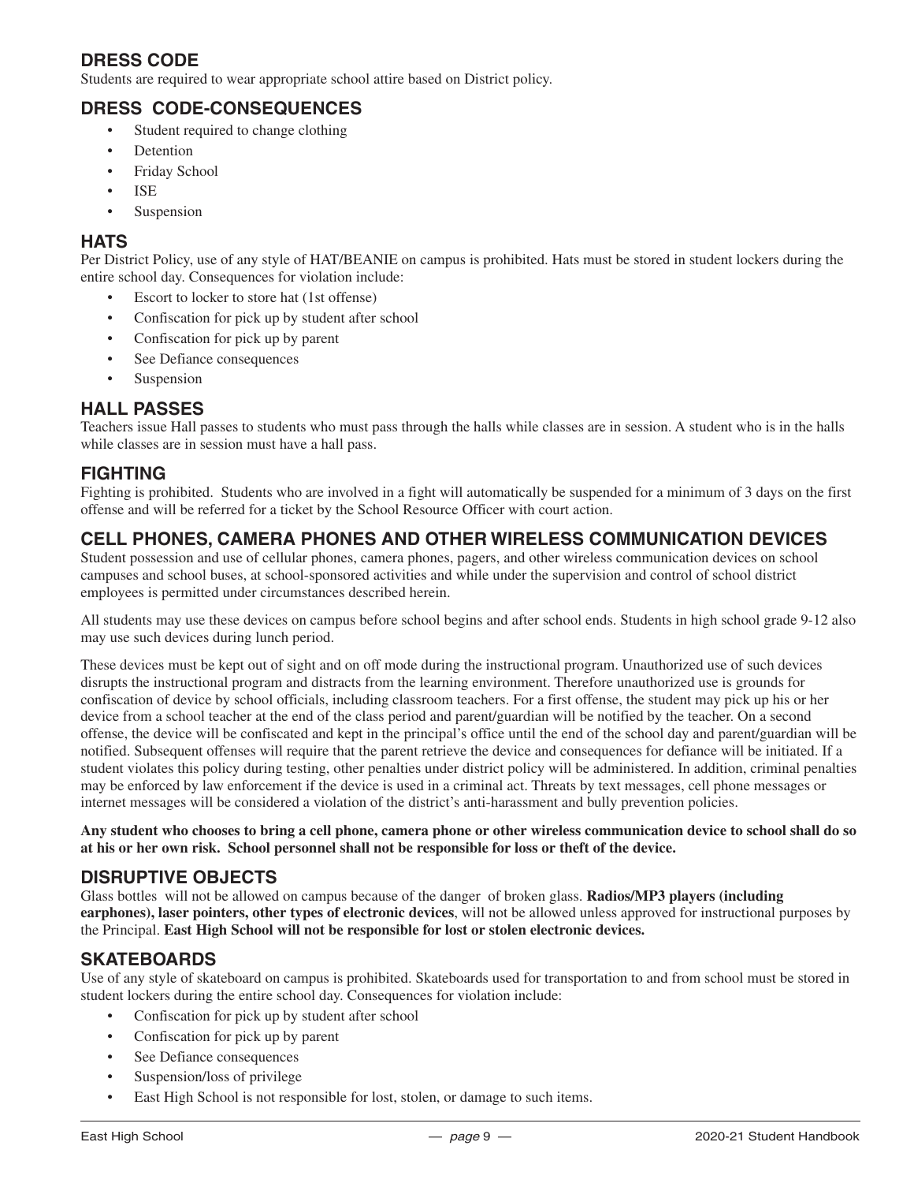## DRESS CODE

Students are required to wear appropriate school attire based on District policy.

## DRESS CODE-CONSEQUENCES

- Student required to change clothing
- Detention
- Friday School
- ISE
- Suspension

## HATS

Per District Policy, use of any style of HAT/BEANIE on campus is prohibited. Hats must be stored in student lockers during the entire school day. Consequences for violation include:

- Escort to locker to store hat (1st offense)
- Confiscation for pick up by student after school
- Confiscation for pick up by parent
- See Defiance consequences
- Suspension

## HALL PASSES

Teachers issue Hall passes to students who must pass through the halls while classes are in session. A student who is in the halls while classes are in session must have a hall pass.

## FIGHTING

Fighting is prohibited. Students who are involved in a fight will automatically be suspended for a minimum of 3 days on the first offense and will be referred for a ticket by the School Resource Officer with court action.

## CELL PHONES, CAMERA PHONES AND OTHER WIRELESS COMMUNICATION DEVICES

Student possession and use of cellular phones, camera phones, pagers, and other wireless communication devices on school campuses and school buses, at school-sponsored activities and while under the supervision and control of school district employees is permitted under circumstances described herein.

All students may use these devices on campus before school begins and after school ends. Students in high school grade 9-12 also may use such devices during lunch period.

These devices must be kept out of sight and on off mode during the instructional program. Unauthorized use of such devices disrupts the instructional program and distracts from the learning environment. Therefore unauthorized use is grounds for confiscation of device by school officials, including classroom teachers. For a first offense, the student may pick up his or her device from a school teacher at the end of the class period and parent/guardian will be notified by the teacher. On a second offense, the device will be confiscated and kept in the principal's office until the end of the school day and parent/guardian will be notified. Subsequent offenses will require that the parent retrieve the device and consequences for defiance will be initiated. If a student violates this policy during testing, other penalties under district policy will be administered. In addition, criminal penalties may be enforced by law enforcement if the device is used in a criminal act. Threats by text messages, cell phone messages or internet messages will be considered a violation of the district's anti-harassment and bully prevention policies.

**Any student who chooses to bring a cell phone, camera phone or other wireless communication device to school shall do so at his or her own risk. School personnel shall not be responsible for loss or theft of the device.**

## DISRUPTIVE OBJECTS

Glass bottles will not be allowed on campus because of the danger of broken glass. **Radios/MP3 players (including earphones), laser pointers, other types of electronic devices**, will not be allowed unless approved for instructional purposes by the Principal. **East High School will not be responsible for lost or stolen electronic devices.**

## SKATEBOARDS

Use of any style of skateboard on campus is prohibited. Skateboards used for transportation to and from school must be stored in student lockers during the entire school day. Consequences for violation include:

- Confiscation for pick up by student after school
- Confiscation for pick up by parent
- See Defiance consequences
- Suspension/loss of privilege
- East High School is not responsible for lost, stolen, or damage to such items.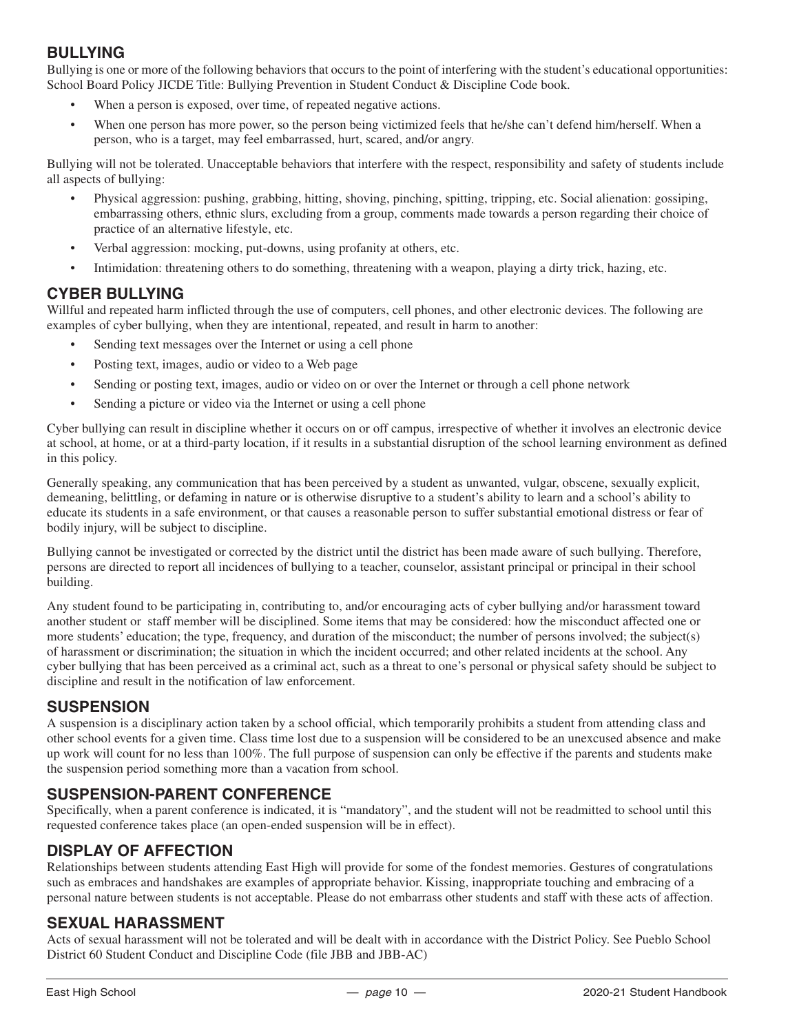## BULLYING

Bullying is one or more of the following behaviors that occurs to the point of interfering with the student's educational opportunities: School Board Policy JICDE Title: Bullying Prevention in Student Conduct & Discipline Code book.

- When a person is exposed, over time, of repeated negative actions.
- When one person has more power, so the person being victimized feels that he/she can't defend him/herself. When a person, who is a target, may feel embarrassed, hurt, scared, and/or angry.

Bullying will not be tolerated. Unacceptable behaviors that interfere with the respect, responsibility and safety of students include all aspects of bullying:

- Physical aggression: pushing, grabbing, hitting, shoving, pinching, spitting, tripping, etc. Social alienation: gossiping, embarrassing others, ethnic slurs, excluding from a group, comments made towards a person regarding their choice of practice of an alternative lifestyle, etc.
- Verbal aggression: mocking, put-downs, using profanity at others, etc.
- Intimidation: threatening others to do something, threatening with a weapon, playing a dirty trick, hazing, etc.

## CYBER BULLYING

Willful and repeated harm inflicted through the use of computers, cell phones, and other electronic devices. The following are examples of cyber bullying, when they are intentional, repeated, and result in harm to another:

- Sending text messages over the Internet or using a cell phone
- Posting text, images, audio or video to a Web page
- Sending or posting text, images, audio or video on or over the Internet or through a cell phone network
- Sending a picture or video via the Internet or using a cell phone

Cyber bullying can result in discipline whether it occurs on or off campus, irrespective of whether it involves an electronic device at school, at home, or at a third-party location, if it results in a substantial disruption of the school learning environment as defined in this policy.

Generally speaking, any communication that has been perceived by a student as unwanted, vulgar, obscene, sexually explicit, demeaning, belittling, or defaming in nature or is otherwise disruptive to a student's ability to learn and a school's ability to educate its students in a safe environment, or that causes a reasonable person to suffer substantial emotional distress or fear of bodily injury, will be subject to discipline.

Bullying cannot be investigated or corrected by the district until the district has been made aware of such bullying. Therefore, persons are directed to report all incidences of bullying to a teacher, counselor, assistant principal or principal in their school building.

Any student found to be participating in, contributing to, and/or encouraging acts of cyber bullying and/or harassment toward another student or staff member will be disciplined. Some items that may be considered: how the misconduct affected one or more students' education; the type, frequency, and duration of the misconduct; the number of persons involved; the subject(s) of harassment or discrimination; the situation in which the incident occurred; and other related incidents at the school. Any cyber bullying that has been perceived as a criminal act, such as a threat to one's personal or physical safety should be subject to discipline and result in the notification of law enforcement.

## SUSPENSION

A suspension is a disciplinary action taken by a school official, which temporarily prohibits a student from attending class and other school events for a given time. Class time lost due to a suspension will be considered to be an unexcused absence and make up work will count for no less than 100%. The full purpose of suspension can only be effective if the parents and students make the suspension period something more than a vacation from school.

## SUSPENSION-PARENT CONFERENCE

Specifically, when a parent conference is indicated, it is "mandatory", and the student will not be readmitted to school until this requested conference takes place (an open-ended suspension will be in effect).

## DISPLAY OF AFFECTION

Relationships between students attending East High will provide for some of the fondest memories. Gestures of congratulations such as embraces and handshakes are examples of appropriate behavior. Kissing, inappropriate touching and embracing of a personal nature between students is not acceptable. Please do not embarrass other students and staff with these acts of affection.

## SEXUAL HARASSMENT

Acts of sexual harassment will not be tolerated and will be dealt with in accordance with the District Policy. See Pueblo School District 60 Student Conduct and Discipline Code (file JBB and JBB-AC)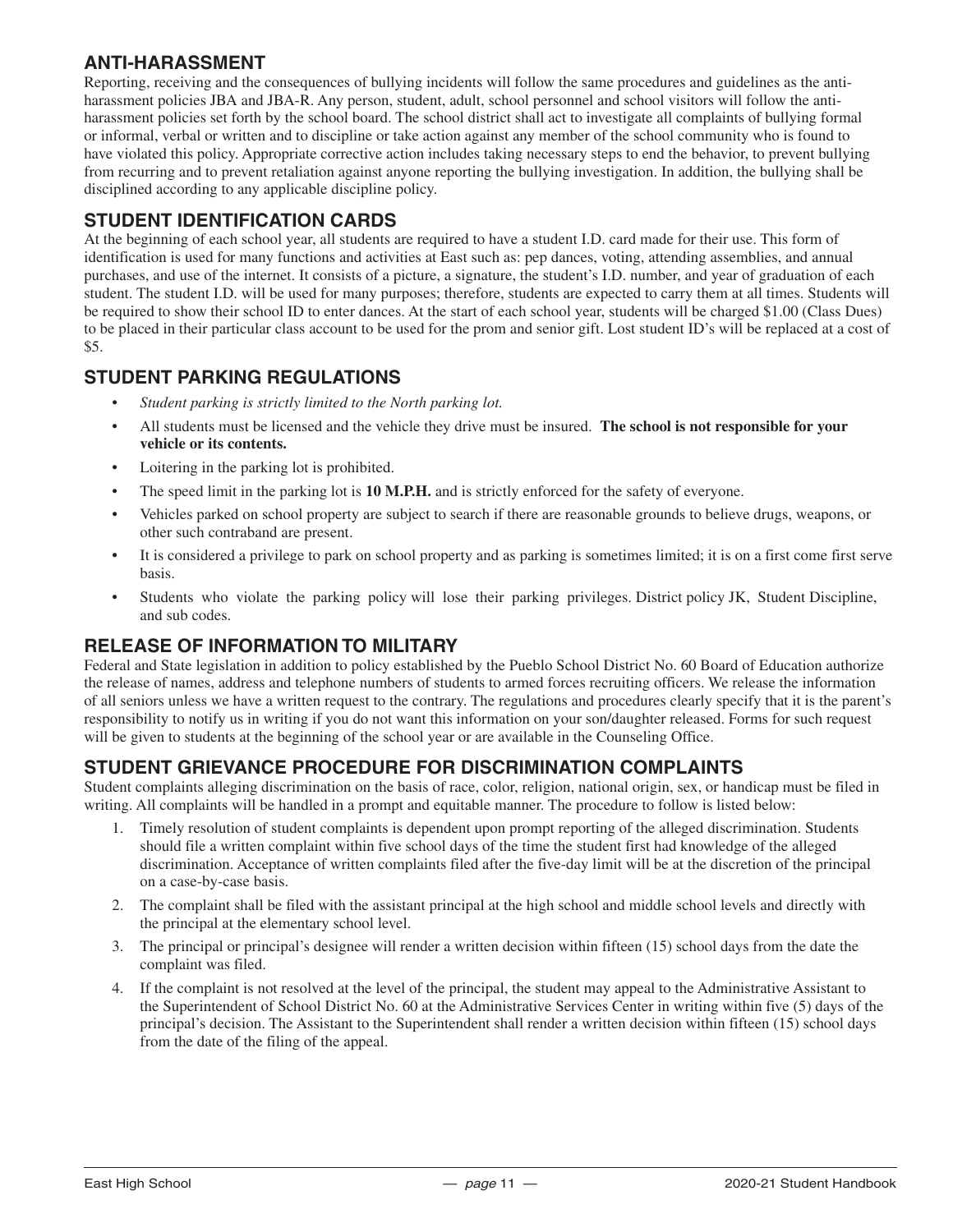## ANTI-HARASSMENT

Reporting, receiving and the consequences of bullying incidents will follow the same procedures and guidelines as the anti-harassment policies JBA and JBA-R. Any person, student, adult, school personnel and school visitors will follow the anti-harassment policies set forth by the school board. The school district shall act to investigate all complaints of bullying formal or informal, verbal or written and to discipline or take action against any member of the school community who is found to have violated this policy. Appropriate corrective action includes taking necessary steps to end the behavior, to prevent bullying from recurring and to prevent retaliation against anyone reporting the bullying investigation. In addition, the bullying shall be disciplined according to any applicable discipline policy.

## STUDENT IDENTIFICATION CARDS

At the beginning of each school year, all students are required to have a student I.D. card made for their use. This form of identification is used for many functions and activities at East such as: pep dances, voting, attending assemblies, and annual purchases, and use of the internet. It consists of a picture, a signature, the student's I.D. number, and year of graduation of each student. The student I.D. will be used for many purposes; therefore, students are expected to carry them at all times. Students will be required to show their school ID to enter dances. At the start of each school year, students will be charged $1.00 (Class Dues) to be placed in their particular class account to be used for the prom and senior gift. Lost student ID's will be replaced at a cost of $5.

## STUDENT PARKING REGULATIONS

- *Student parking is strictly limited to the North parking lot.*
- All students must be licensed and the vehicle they drive must be insured. **The school is not responsible for your vehicle or its contents.**
- Loitering in the parking lot is prohibited.
- The speed limit in the parking lot is **10 M.P.H.** and is strictly enforced for the safety of everyone.
- Vehicles parked on school property are subject to search if there are reasonable grounds to believe drugs, weapons, or other such contraband are present.
- It is considered a privilege to park on school property and as parking is sometimes limited; it is on a first come first serve basis.
- Students who violate the parking policy will lose their parking privileges. District policy JK, Student Discipline, and sub codes.

## RELEASE OF INFORMATION TO MILITARY

Federal and State legislation in addition to policy established by the Pueblo School District No. 60 Board of Education authorize the release of names, address and telephone numbers of students to armed forces recruiting officers. We release the information of all seniors unless we have a written request to the contrary. The regulations and procedures clearly specify that it is the parent's responsibility to notify us in writing if you do not want this information on your son/daughter released. Forms for such request will be given to students at the beginning of the school year or are available in the Counseling Office.

## STUDENT GRIEVANCE PROCEDURE FOR DISCRIMINATION COMPLAINTS

Student complaints alleging discrimination on the basis of race, color, religion, national origin, sex, or handicap must be filed in writing. All complaints will be handled in a prompt and equitable manner. The procedure to follow is listed below:

1. Timely resolution of student complaints is dependent upon prompt reporting of the alleged discrimination. Students should file a written complaint within five school days of the time the student first had knowledge of the alleged discrimination. Acceptance of written complaints filed after the five-day limit will be at the discretion of the principal on a case-by-case basis.
2. The complaint shall be filed with the assistant principal at the high school and middle school levels and directly with the principal at the elementary school level.
3. The principal or principal's designee will render a written decision within fifteen (15) school days from the date the complaint was filed.
4. If the complaint is not resolved at the level of the principal, the student may appeal to the Administrative Assistant to the Superintendent of School District No. 60 at the Administrative Services Center in writing within five (5) days of the principal's decision. The Assistant to the Superintendent shall render a written decision within fifteen (15) school days from the date of the filing of the appeal.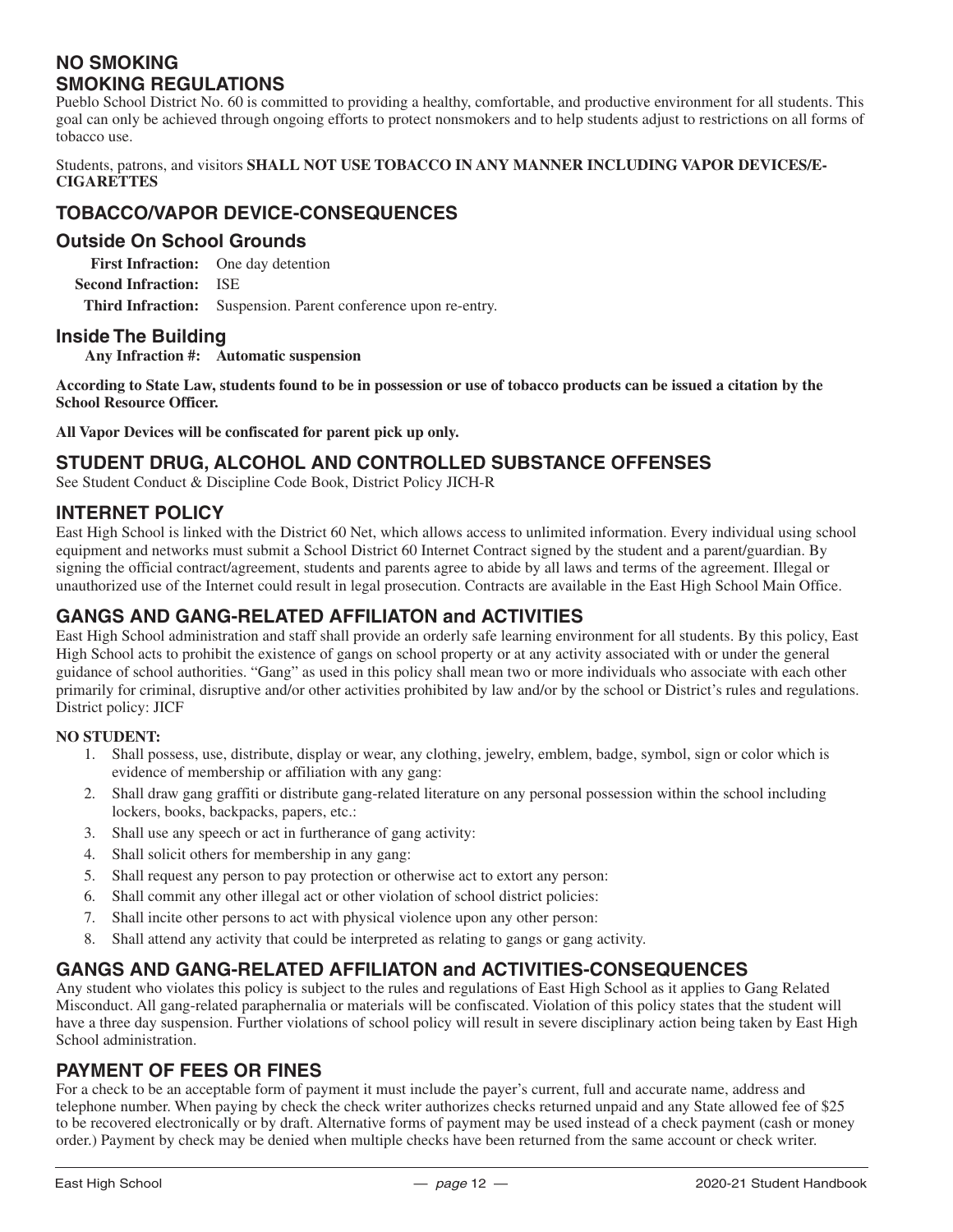## NO SMOKING
## SMOKING REGULATIONS

Pueblo School District No. 60 is committed to providing a healthy, comfortable, and productive environment for all students. This goal can only be achieved through ongoing efforts to protect nonsmokers and to help students adjust to restrictions on all forms of tobacco use.

Students, patrons, and visitors **SHALL NOT USE TOBACCO IN ANY MANNER INCLUDING VAPOR DEVICES/E-CIGARETTES**

## TOBACCO/VAPOR DEVICE-CONSEQUENCES

### Outside On School Grounds

**First Infraction:** One day detention

**Second Infraction:** ISE

**Third Infraction:** Suspension. Parent conference upon re-entry.

### Inside The Building

**Any Infraction #: Automatic suspension**

**According to State Law, students found to be in possession or use of tobacco products can be issued a citation by the School Resource Officer.**

**All Vapor Devices will be confiscated for parent pick up only.**

## STUDENT DRUG, ALCOHOL AND CONTROLLED SUBSTANCE OFFENSES

See Student Conduct & Discipline Code Book, District Policy JICH-R

## INTERNET POLICY

East High School is linked with the District 60 Net, which allows access to unlimited information. Every individual using school equipment and networks must submit a School District 60 Internet Contract signed by the student and a parent/guardian. By signing the official contract/agreement, students and parents agree to abide by all laws and terms of the agreement. Illegal or unauthorized use of the Internet could result in legal prosecution. Contracts are available in the East High School Main Office.

## GANGS AND GANG-RELATED AFFILIATON and ACTIVITIES

East High School administration and staff shall provide an orderly safe learning environment for all students. By this policy, East High School acts to prohibit the existence of gangs on school property or at any activity associated with or under the general guidance of school authorities. "Gang" as used in this policy shall mean two or more individuals who associate with each other primarily for criminal, disruptive and/or other activities prohibited by law and/or by the school or District's rules and regulations. District policy: JICF

**NO STUDENT:**

1. Shall possess, use, distribute, display or wear, any clothing, jewelry, emblem, badge, symbol, sign or color which is evidence of membership or affiliation with any gang:
2. Shall draw gang graffiti or distribute gang-related literature on any personal possession within the school including lockers, books, backpacks, papers, etc.:
3. Shall use any speech or act in furtherance of gang activity:
4. Shall solicit others for membership in any gang:
5. Shall request any person to pay protection or otherwise act to extort any person:
6. Shall commit any other illegal act or other violation of school district policies:
7. Shall incite other persons to act with physical violence upon any other person:
8. Shall attend any activity that could be interpreted as relating to gangs or gang activity.

## GANGS AND GANG-RELATED AFFILIATON and ACTIVITIES-CONSEQUENCES

Any student who violates this policy is subject to the rules and regulations of East High School as it applies to Gang Related Misconduct. All gang-related paraphernalia or materials will be confiscated. Violation of this policy states that the student will have a three day suspension. Further violations of school policy will result in severe disciplinary action being taken by East High School administration.

## PAYMENT OF FEES OR FINES

For a check to be an acceptable form of payment it must include the payer's current, full and accurate name, address and telephone number. When paying by check the check writer authorizes checks returned unpaid and any State allowed fee of $25 to be recovered electronically or by draft. Alternative forms of payment may be used instead of a check payment (cash or money order.) Payment by check may be denied when multiple checks have been returned from the same account or check writer.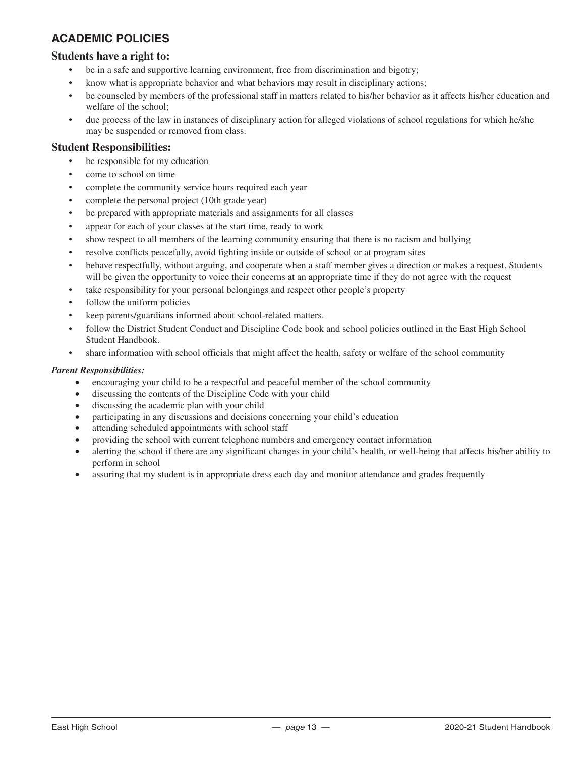## ACADEMIC POLICIES

### Students have a right to:

- be in a safe and supportive learning environment, free from discrimination and bigotry;
- know what is appropriate behavior and what behaviors may result in disciplinary actions;
- be counseled by members of the professional staff in matters related to his/her behavior as it affects his/her education and welfare of the school;
- due process of the law in instances of disciplinary action for alleged violations of school regulations for which he/she may be suspended or removed from class.

### Student Responsibilities:

- be responsible for my education
- come to school on time
- complete the community service hours required each year
- complete the personal project (10th grade year)
- be prepared with appropriate materials and assignments for all classes
- appear for each of your classes at the start time, ready to work
- show respect to all members of the learning community ensuring that there is no racism and bullying
- resolve conflicts peacefully, avoid fighting inside or outside of school or at program sites
- behave respectfully, without arguing, and cooperate when a staff member gives a direction or makes a request. Students will be given the opportunity to voice their concerns at an appropriate time if they do not agree with the request
- take responsibility for your personal belongings and respect other people's property
- follow the uniform policies
- keep parents/guardians informed about school-related matters.
- follow the District Student Conduct and Discipline Code book and school policies outlined in the East High School Student Handbook.
- share information with school officials that might affect the health, safety or welfare of the school community

***Parent Responsibilities:***

- encouraging your child to be a respectful and peaceful member of the school community
- discussing the contents of the Discipline Code with your child
- discussing the academic plan with your child
- participating in any discussions and decisions concerning your child's education
- attending scheduled appointments with school staff
- providing the school with current telephone numbers and emergency contact information
- alerting the school if there are any significant changes in your child's health, or well-being that affects his/her ability to perform in school
- assuring that my student is in appropriate dress each day and monitor attendance and grades frequently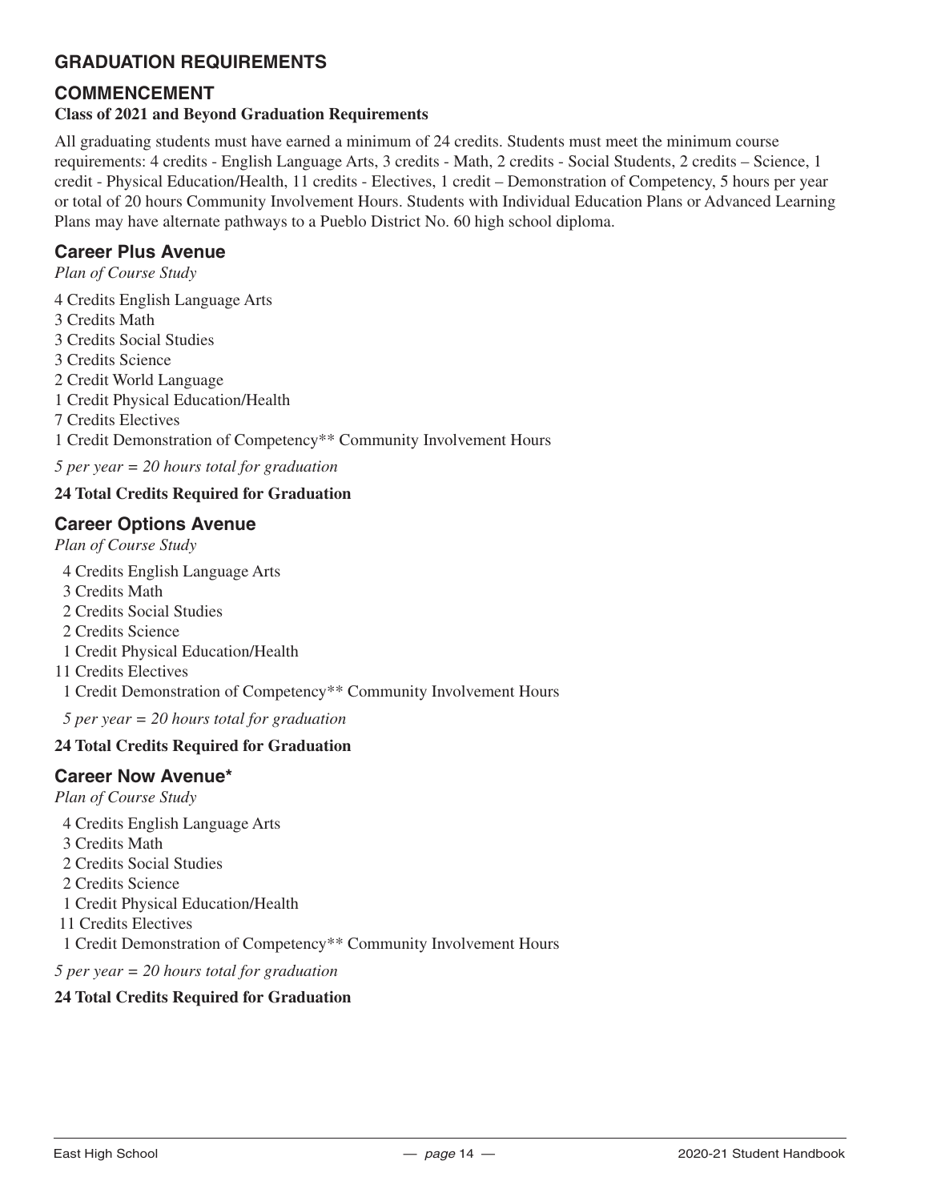## GRADUATION REQUIREMENTS

### COMMENCEMENT

**Class of 2021 and Beyond Graduation Requirements**

All graduating students must have earned a minimum of 24 credits. Students must meet the minimum course requirements: 4 credits - English Language Arts, 3 credits - Math, 2 credits - Social Students, 2 credits – Science, 1 credit - Physical Education/Health, 11 credits - Electives, 1 credit – Demonstration of Competency, 5 hours per year or total of 20 hours Community Involvement Hours. Students with Individual Education Plans or Advanced Learning Plans may have alternate pathways to a Pueblo District No. 60 high school diploma.

### Career Plus Avenue

*Plan of Course Study*

4 Credits English Language Arts
3 Credits Math
3 Credits Social Studies
3 Credits Science
2 Credit World Language
1 Credit Physical Education/Health
7 Credits Electives
1 Credit Demonstration of Competency** Community Involvement Hours

*5 per year = 20 hours total for graduation*

**24 Total Credits Required for Graduation**

### Career Options Avenue

*Plan of Course Study*

4 Credits English Language Arts
3 Credits Math
2 Credits Social Studies
2 Credits Science
1 Credit Physical Education/Health
11 Credits Electives
1 Credit Demonstration of Competency** Community Involvement Hours

*5 per year = 20 hours total for graduation*

**24 Total Credits Required for Graduation**

### Career Now Avenue*

*Plan of Course Study*

4 Credits English Language Arts
3 Credits Math
2 Credits Social Studies
2 Credits Science
1 Credit Physical Education/Health
11 Credits Electives
1 Credit Demonstration of Competency** Community Involvement Hours

*5 per year = 20 hours total for graduation*

**24 Total Credits Required for Graduation**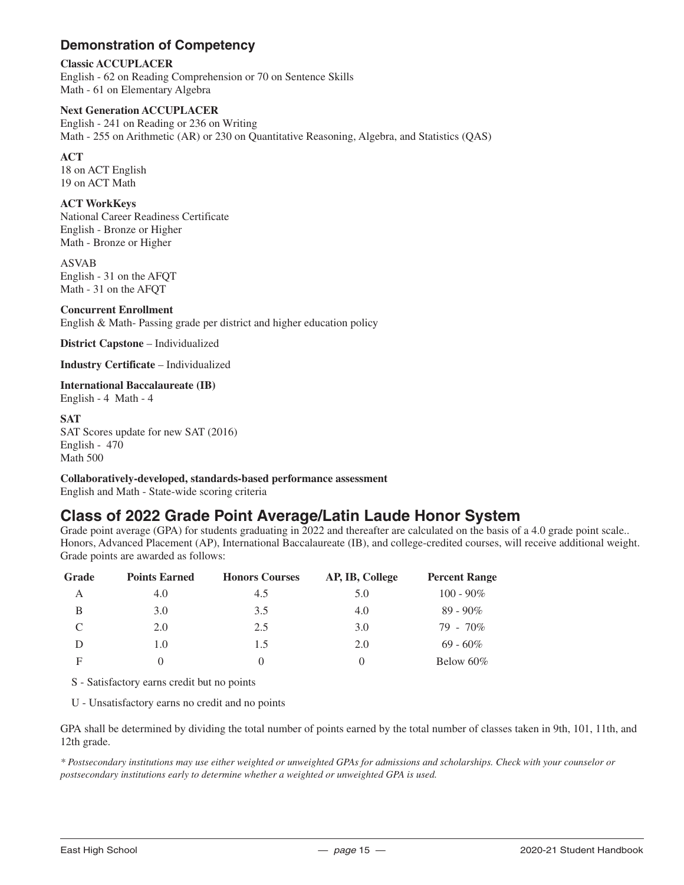## Demonstration of Competency

**Classic ACCUPLACER**
English - 62 on Reading Comprehension or 70 on Sentence Skills
Math - 61 on Elementary Algebra

**Next Generation ACCUPLACER**
English - 241 on Reading or 236 on Writing
Math - 255 on Arithmetic (AR) or 230 on Quantitative Reasoning, Algebra, and Statistics (QAS)

**ACT**
18 on ACT English
19 on ACT Math

**ACT WorkKeys**
National Career Readiness Certificate
English - Bronze or Higher
Math - Bronze or Higher

ASVAB
English - 31 on the AFQT
Math - 31 on the AFQT

**Concurrent Enrollment**
English & Math- Passing grade per district and higher education policy

**District Capstone** – Individualized

**Industry Certificate** – Individualized

**International Baccalaureate (IB)**
English - 4 Math - 4

**SAT**
SAT Scores update for new SAT (2016)
English - 470
Math 500

**Collaboratively-developed, standards-based performance assessment**
English and Math - State-wide scoring criteria

## Class of 2022 Grade Point Average/Latin Laude Honor System

Grade point average (GPA) for students graduating in 2022 and thereafter are calculated on the basis of a 4.0 grade point scale.. Honors, Advanced Placement (AP), International Baccalaureate (IB), and college-credited courses, will receive additional weight. Grade points are awarded as follows:

| Grade | Points Earned | Honors Courses | AP, IB, College | Percent Range |
|---|---|---|---|---|
| A | 4.0 | 4.5 | 5.0 | 100 - 90% |
| B | 3.0 | 3.5 | 4.0 | 89 - 90% |
| C | 2.0 | 2.5 | 3.0 | 79 - 70% |
| D | 1.0 | 1.5 | 2.0 | 69 - 60% |
| F | 0 | 0 | 0 | Below 60% |

S - Satisfactory earns credit but no points

U - Unsatisfactory earns no credit and no points

GPA shall be determined by dividing the total number of points earned by the total number of classes taken in 9th, 101, 11th, and 12th grade.

*\* Postsecondary institutions may use either weighted or unweighted GPAs for admissions and scholarships. Check with your counselor or postsecondary institutions early to determine whether a weighted or unweighted GPA is used.*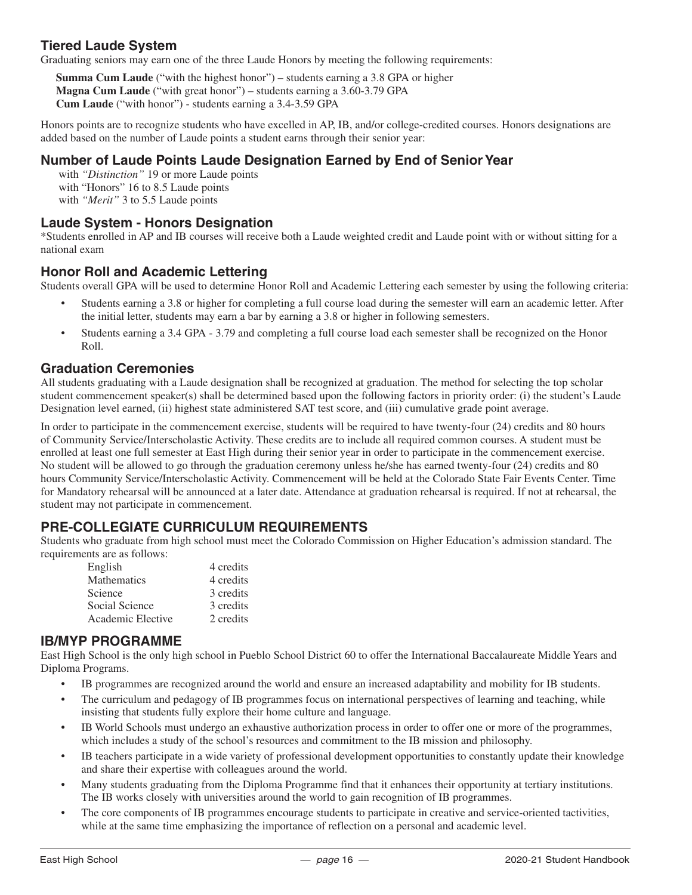## Tiered Laude System

Graduating seniors may earn one of the three Laude Honors by meeting the following requirements:

**Summa Cum Laude** ("with the highest honor") – students earning a 3.8 GPA or higher
**Magna Cum Laude** ("with great honor") – students earning a 3.60-3.79 GPA
**Cum Laude** ("with honor") - students earning a 3.4-3.59 GPA

Honors points are to recognize students who have excelled in AP, IB, and/or college-credited courses. Honors designations are added based on the number of Laude points a student earns through their senior year:

## Number of Laude Points Laude Designation Earned by End of Senior Year

with *"Distinction"* 19 or more Laude points
with "Honors" 16 to 8.5 Laude points
with *"Merit"* 3 to 5.5 Laude points

## Laude System - Honors Designation

*Students enrolled in AP and IB courses will receive both a Laude weighted credit and Laude point with or without sitting for a national exam

## Honor Roll and Academic Lettering

Students overall GPA will be used to determine Honor Roll and Academic Lettering each semester by using the following criteria:

- Students earning a 3.8 or higher for completing a full course load during the semester will earn an academic letter. After the initial letter, students may earn a bar by earning a 3.8 or higher in following semesters.
- Students earning a 3.4 GPA - 3.79 and completing a full course load each semester shall be recognized on the Honor Roll.

## Graduation Ceremonies

All students graduating with a Laude designation shall be recognized at graduation. The method for selecting the top scholar student commencement speaker(s) shall be determined based upon the following factors in priority order: (i) the student's Laude Designation level earned, (ii) highest state administered SAT test score, and (iii) cumulative grade point average.

In order to participate in the commencement exercise, students will be required to have twenty-four (24) credits and 80 hours of Community Service/Interscholastic Activity. These credits are to include all required common courses. A student must be enrolled at least one full semester at East High during their senior year in order to participate in the commencement exercise. No student will be allowed to go through the graduation ceremony unless he/she has earned twenty-four (24) credits and 80 hours Community Service/Interscholastic Activity. Commencement will be held at the Colorado State Fair Events Center. Time for Mandatory rehearsal will be announced at a later date. Attendance at graduation rehearsal is required. If not at rehearsal, the student may not participate in commencement.

## PRE-COLLEGIATE CURRICULUM REQUIREMENTS

Students who graduate from high school must meet the Colorado Commission on Higher Education's admission standard. The requirements are as follows:

| Subject | Credits |
|---|---|
| English | 4 credits |
| Mathematics | 4 credits |
| Science | 3 credits |
| Social Science | 3 credits |
| Academic Elective | 2 credits |

## IB/MYP PROGRAMME

East High School is the only high school in Pueblo School District 60 to offer the International Baccalaureate Middle Years and Diploma Programs.

- IB programmes are recognized around the world and ensure an increased adaptability and mobility for IB students.
- The curriculum and pedagogy of IB programmes focus on international perspectives of learning and teaching, while insisting that students fully explore their home culture and language.
- IB World Schools must undergo an exhaustive authorization process in order to offer one or more of the programmes, which includes a study of the school's resources and commitment to the IB mission and philosophy.
- IB teachers participate in a wide variety of professional development opportunities to constantly update their knowledge and share their expertise with colleagues around the world.
- Many students graduating from the Diploma Programme find that it enhances their opportunity at tertiary institutions. The IB works closely with universities around the world to gain recognition of IB programmes.
- The core components of IB programmes encourage students to participate in creative and service-oriented tactivities, while at the same time emphasizing the importance of reflection on a personal and academic level.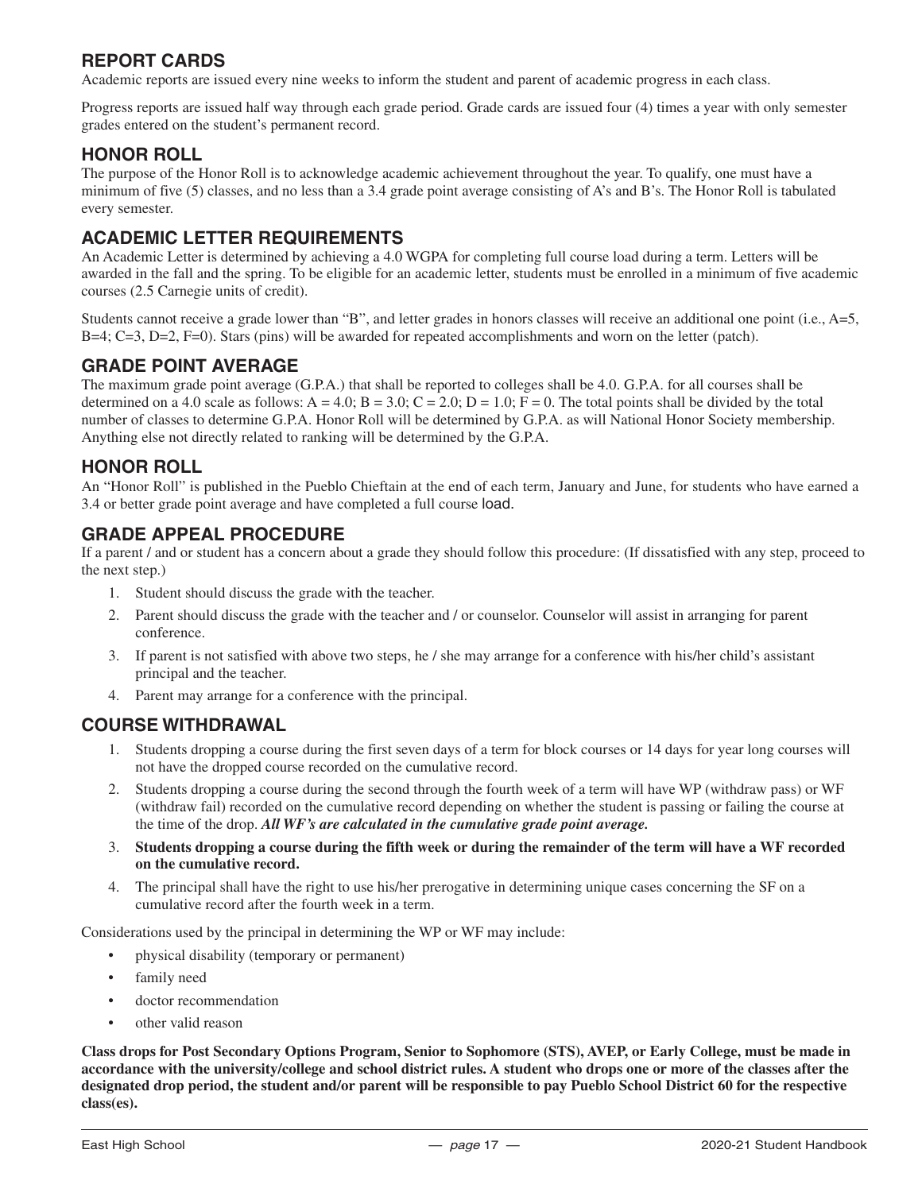## REPORT CARDS

Academic reports are issued every nine weeks to inform the student and parent of academic progress in each class.

Progress reports are issued half way through each grade period. Grade cards are issued four (4) times a year with only semester grades entered on the student's permanent record.

## HONOR ROLL

The purpose of the Honor Roll is to acknowledge academic achievement throughout the year. To qualify, one must have a minimum of five (5) classes, and no less than a 3.4 grade point average consisting of A's and B's. The Honor Roll is tabulated every semester.

## ACADEMIC LETTER REQUIREMENTS

An Academic Letter is determined by achieving a 4.0 WGPA for completing full course load during a term. Letters will be awarded in the fall and the spring. To be eligible for an academic letter, students must be enrolled in a minimum of five academic courses (2.5 Carnegie units of credit).

Students cannot receive a grade lower than "B", and letter grades in honors classes will receive an additional one point (i.e., A=5, B=4; C=3, D=2, F=0). Stars (pins) will be awarded for repeated accomplishments and worn on the letter (patch).

## GRADE POINT AVERAGE

The maximum grade point average (G.P.A.) that shall be reported to colleges shall be 4.0. G.P.A. for all courses shall be determined on a 4.0 scale as follows: A = 4.0; B = 3.0; C = 2.0; D = 1.0; F = 0. The total points shall be divided by the total number of classes to determine G.P.A. Honor Roll will be determined by G.P.A. as will National Honor Society membership. Anything else not directly related to ranking will be determined by the G.P.A.

## HONOR ROLL

An "Honor Roll" is published in the Pueblo Chieftain at the end of each term, January and June, for students who have earned a 3.4 or better grade point average and have completed a full course load.

## GRADE APPEAL PROCEDURE

If a parent / and or student has a concern about a grade they should follow this procedure: (If dissatisfied with any step, proceed to the next step.)

1. Student should discuss the grade with the teacher.
2. Parent should discuss the grade with the teacher and / or counselor. Counselor will assist in arranging for parent conference.
3. If parent is not satisfied with above two steps, he / she may arrange for a conference with his/her child's assistant principal and the teacher.
4. Parent may arrange for a conference with the principal.

## COURSE WITHDRAWAL

1. Students dropping a course during the first seven days of a term for block courses or 14 days for year long courses will not have the dropped course recorded on the cumulative record.
2. Students dropping a course during the second through the fourth week of a term will have WP (withdraw pass) or WF (withdraw fail) recorded on the cumulative record depending on whether the student is passing or failing the course at the time of the drop. ***All WF's are calculated in the cumulative grade point average.***
3. **Students dropping a course during the fifth week or during the remainder of the term will have a WF recorded on the cumulative record.**
4. The principal shall have the right to use his/her prerogative in determining unique cases concerning the SF on a cumulative record after the fourth week in a term.

Considerations used by the principal in determining the WP or WF may include:

- physical disability (temporary or permanent)
- family need
- doctor recommendation
- other valid reason

**Class drops for Post Secondary Options Program, Senior to Sophomore (STS), AVEP, or Early College, must be made in accordance with the university/college and school district rules. A student who drops one or more of the classes after the designated drop period, the student and/or parent will be responsible to pay Pueblo School District 60 for the respective class(es).**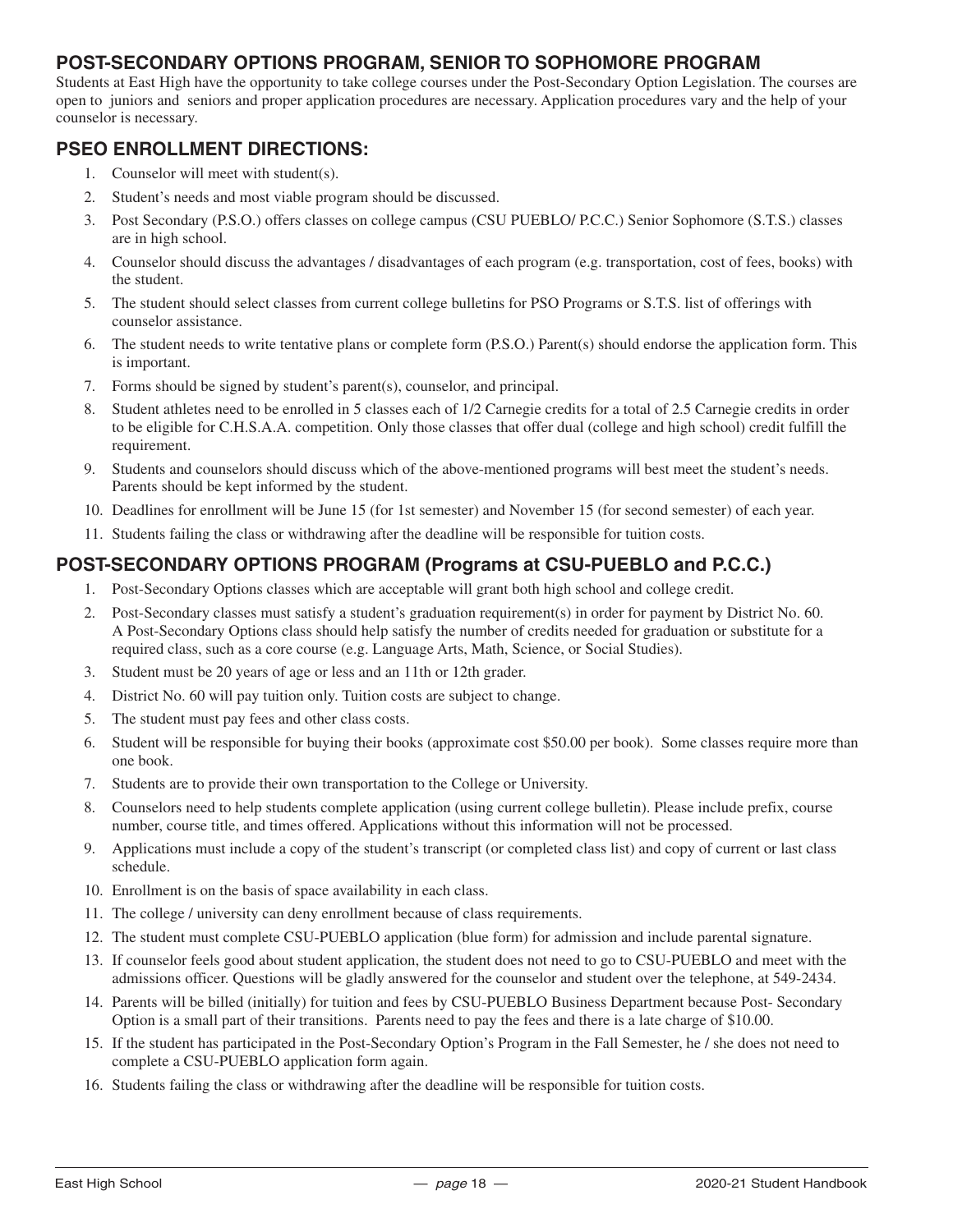## POST-SECONDARY OPTIONS PROGRAM, SENIOR TO SOPHOMORE PROGRAM

Students at East High have the opportunity to take college courses under the Post-Secondary Option Legislation. The courses are open to juniors and seniors and proper application procedures are necessary. Application procedures vary and the help of your counselor is necessary.

## PSEO ENROLLMENT DIRECTIONS:

1. Counselor will meet with student(s).
2. Student's needs and most viable program should be discussed.
3. Post Secondary (P.S.O.) offers classes on college campus (CSU PUEBLO/ P.C.C.) Senior Sophomore (S.T.S.) classes are in high school.
4. Counselor should discuss the advantages / disadvantages of each program (e.g. transportation, cost of fees, books) with the student.
5. The student should select classes from current college bulletins for PSO Programs or S.T.S. list of offerings with counselor assistance.
6. The student needs to write tentative plans or complete form (P.S.O.) Parent(s) should endorse the application form. This is important.
7. Forms should be signed by student's parent(s), counselor, and principal.
8. Student athletes need to be enrolled in 5 classes each of 1/2 Carnegie credits for a total of 2.5 Carnegie credits in order to be eligible for C.H.S.A.A. competition. Only those classes that offer dual (college and high school) credit fulfill the requirement.
9. Students and counselors should discuss which of the above-mentioned programs will best meet the student's needs. Parents should be kept informed by the student.
10. Deadlines for enrollment will be June 15 (for 1st semester) and November 15 (for second semester) of each year.
11. Students failing the class or withdrawing after the deadline will be responsible for tuition costs.

## POST-SECONDARY OPTIONS PROGRAM (Programs at CSU-PUEBLO and P.C.C.)

1. Post-Secondary Options classes which are acceptable will grant both high school and college credit.
2. Post-Secondary classes must satisfy a student's graduation requirement(s) in order for payment by District No. 60. A Post-Secondary Options class should help satisfy the number of credits needed for graduation or substitute for a required class, such as a core course (e.g. Language Arts, Math, Science, or Social Studies).
3. Student must be 20 years of age or less and an 11th or 12th grader.
4. District No. 60 will pay tuition only. Tuition costs are subject to change.
5. The student must pay fees and other class costs.
6. Student will be responsible for buying their books (approximate cost $50.00 per book). Some classes require more than one book.
7. Students are to provide their own transportation to the College or University.
8. Counselors need to help students complete application (using current college bulletin). Please include prefix, course number, course title, and times offered. Applications without this information will not be processed.
9. Applications must include a copy of the student's transcript (or completed class list) and copy of current or last class schedule.
10. Enrollment is on the basis of space availability in each class.
11. The college / university can deny enrollment because of class requirements.
12. The student must complete CSU-PUEBLO application (blue form) for admission and include parental signature.
13. If counselor feels good about student application, the student does not need to go to CSU-PUEBLO and meet with the admissions officer. Questions will be gladly answered for the counselor and student over the telephone, at 549-2434.
14. Parents will be billed (initially) for tuition and fees by CSU-PUEBLO Business Department because Post- Secondary Option is a small part of their transitions. Parents need to pay the fees and there is a late charge of $10.00.
15. If the student has participated in the Post-Secondary Option's Program in the Fall Semester, he / she does not need to complete a CSU-PUEBLO application form again.
16. Students failing the class or withdrawing after the deadline will be responsible for tuition costs.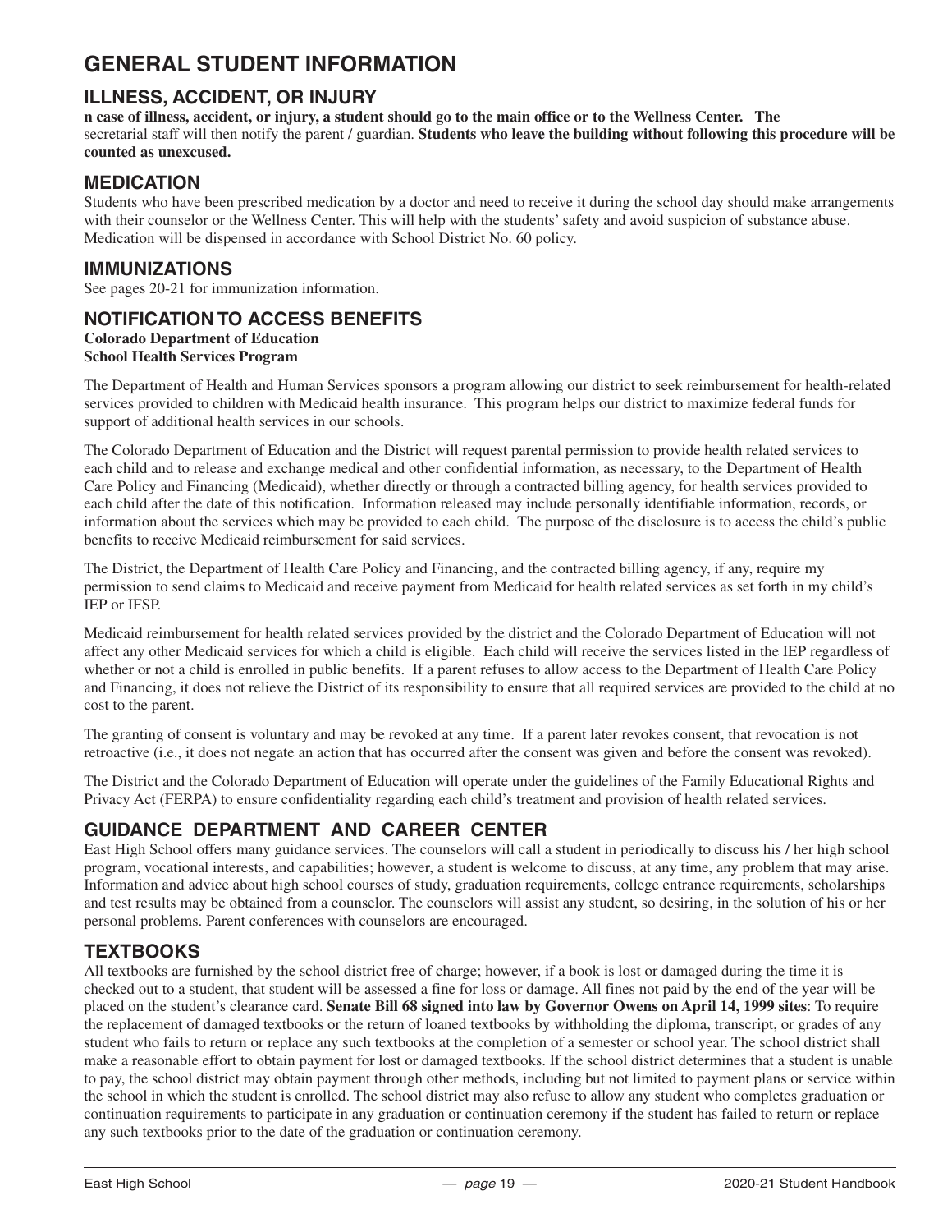# GENERAL STUDENT INFORMATION

## ILLNESS, ACCIDENT, OR INJURY

**n case of illness, accident, or injury, a student should go to the main office or to the Wellness Center. The** secretarial staff will then notify the parent / guardian. **Students who leave the building without following this procedure will be counted as unexcused.**

## MEDICATION

Students who have been prescribed medication by a doctor and need to receive it during the school day should make arrangements with their counselor or the Wellness Center. This will help with the students' safety and avoid suspicion of substance abuse. Medication will be dispensed in accordance with School District No. 60 policy.

## IMMUNIZATIONS

See pages 20-21 for immunization information.

## NOTIFICATION TO ACCESS BENEFITS

**Colorado Department of Education**
**School Health Services Program**

The Department of Health and Human Services sponsors a program allowing our district to seek reimbursement for health-related services provided to children with Medicaid health insurance. This program helps our district to maximize federal funds for support of additional health services in our schools.

The Colorado Department of Education and the District will request parental permission to provide health related services to each child and to release and exchange medical and other confidential information, as necessary, to the Department of Health Care Policy and Financing (Medicaid), whether directly or through a contracted billing agency, for health services provided to each child after the date of this notification. Information released may include personally identifiable information, records, or information about the services which may be provided to each child. The purpose of the disclosure is to access the child's public benefits to receive Medicaid reimbursement for said services.

The District, the Department of Health Care Policy and Financing, and the contracted billing agency, if any, require my permission to send claims to Medicaid and receive payment from Medicaid for health related services as set forth in my child's IEP or IFSP.

Medicaid reimbursement for health related services provided by the district and the Colorado Department of Education will not affect any other Medicaid services for which a child is eligible. Each child will receive the services listed in the IEP regardless of whether or not a child is enrolled in public benefits. If a parent refuses to allow access to the Department of Health Care Policy and Financing, it does not relieve the District of its responsibility to ensure that all required services are provided to the child at no cost to the parent.

The granting of consent is voluntary and may be revoked at any time. If a parent later revokes consent, that revocation is not retroactive (i.e., it does not negate an action that has occurred after the consent was given and before the consent was revoked).

The District and the Colorado Department of Education will operate under the guidelines of the Family Educational Rights and Privacy Act (FERPA) to ensure confidentiality regarding each child's treatment and provision of health related services.

## GUIDANCE DEPARTMENT AND CAREER CENTER

East High School offers many guidance services. The counselors will call a student in periodically to discuss his / her high school program, vocational interests, and capabilities; however, a student is welcome to discuss, at any time, any problem that may arise. Information and advice about high school courses of study, graduation requirements, college entrance requirements, scholarships and test results may be obtained from a counselor. The counselors will assist any student, so desiring, in the solution of his or her personal problems. Parent conferences with counselors are encouraged.

## TEXTBOOKS

All textbooks are furnished by the school district free of charge; however, if a book is lost or damaged during the time it is checked out to a student, that student will be assessed a fine for loss or damage. All fines not paid by the end of the year will be placed on the student's clearance card. **Senate Bill 68 signed into law by Governor Owens on April 14, 1999 sites**: To require the replacement of damaged textbooks or the return of loaned textbooks by withholding the diploma, transcript, or grades of any student who fails to return or replace any such textbooks at the completion of a semester or school year. The school district shall make a reasonable effort to obtain payment for lost or damaged textbooks. If the school district determines that a student is unable to pay, the school district may obtain payment through other methods, including but not limited to payment plans or service within the school in which the student is enrolled. The school district may also refuse to allow any student who completes graduation or continuation requirements to participate in any graduation or continuation ceremony if the student has failed to return or replace any such textbooks prior to the date of the graduation or continuation ceremony.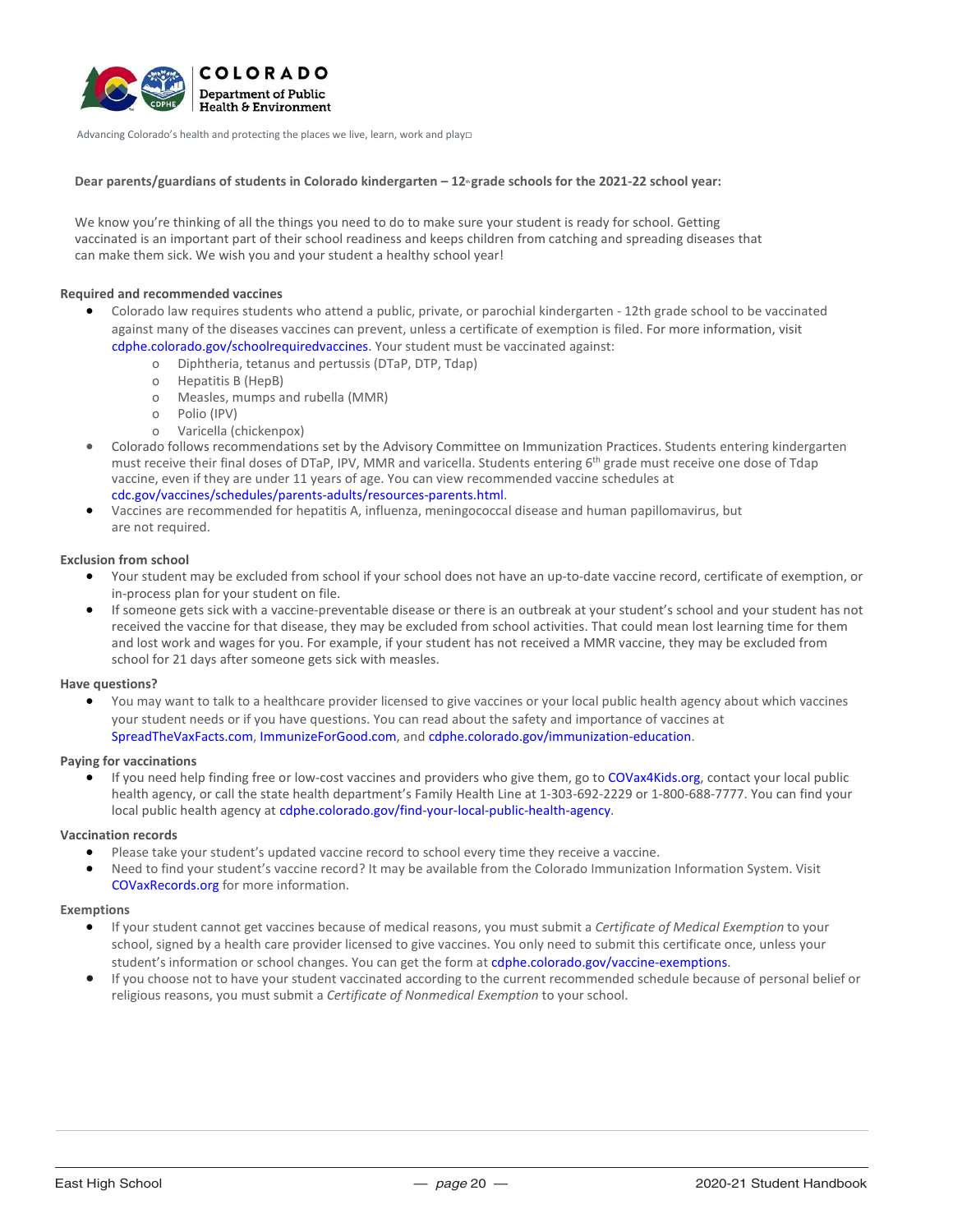COLORADO
Department of Public Health & Environment

Advancing Colorado's health and protecting the places we live, learn, work and play

**Dear parents/guardians of students in Colorado kindergarten – 12th grade schools for the 2021-22 school year:**

We know you're thinking of all the things you need to do to make sure your student is ready for school. Getting vaccinated is an important part of their school readiness and keeps children from catching and spreading diseases that can make them sick. We wish you and your student a healthy school year!

**Required and recommended vaccines**

- Colorado law requires students who attend a public, private, or parochial kindergarten - 12th grade school to be vaccinated against many of the diseases vaccines can prevent, unless a certificate of exemption is filed. For more information, visit cdphe.colorado.gov/schoolrequiredvaccines. Your student must be vaccinated against:
  - Diphtheria, tetanus and pertussis (DTaP, DTP, Tdap)
  - Hepatitis B (HepB)
  - Measles, mumps and rubella (MMR)
  - Polio (IPV)
  - Varicella (chickenpox)
- Colorado follows recommendations set by the Advisory Committee on Immunization Practices. Students entering kindergarten must receive their final doses of DTaP, IPV, MMR and varicella. Students entering 6th grade must receive one dose of Tdap vaccine, even if they are under 11 years of age. You can view recommended vaccine schedules at cdc.gov/vaccines/schedules/parents-adults/resources-parents.html.
- Vaccines are recommended for hepatitis A, influenza, meningococcal disease and human papillomavirus, but are not required.

**Exclusion from school**

- Your student may be excluded from school if your school does not have an up-to-date vaccine record, certificate of exemption, or in-process plan for your student on file.
- If someone gets sick with a vaccine-preventable disease or there is an outbreak at your student's school and your student has not received the vaccine for that disease, they may be excluded from school activities. That could mean lost learning time for them and lost work and wages for you. For example, if your student has not received a MMR vaccine, they may be excluded from school for 21 days after someone gets sick with measles.

**Have questions?**

- You may want to talk to a healthcare provider licensed to give vaccines or your local public health agency about which vaccines your student needs or if you have questions. You can read about the safety and importance of vaccines at SpreadTheVaxFacts.com, ImmunizeForGood.com, and cdphe.colorado.gov/immunization-education.

**Paying for vaccinations**

- If you need help finding free or low-cost vaccines and providers who give them, go to COVax4Kids.org, contact your local public health agency, or call the state health department's Family Health Line at 1-303-692-2229 or 1-800-688-7777. You can find your local public health agency at cdphe.colorado.gov/find-your-local-public-health-agency.

**Vaccination records**

- Please take your student's updated vaccine record to school every time they receive a vaccine.
- Need to find your student's vaccine record? It may be available from the Colorado Immunization Information System. Visit COVaxRecords.org for more information.

**Exemptions**

- If your student cannot get vaccines because of medical reasons, you must submit a *Certificate of Medical Exemption* to your school, signed by a health care provider licensed to give vaccines. You only need to submit this certificate once, unless your student's information or school changes. You can get the form at cdphe.colorado.gov/vaccine-exemptions.
- If you choose not to have your student vaccinated according to the current recommended schedule because of personal belief or religious reasons, you must submit a *Certificate of Nonmedical Exemption* to your school.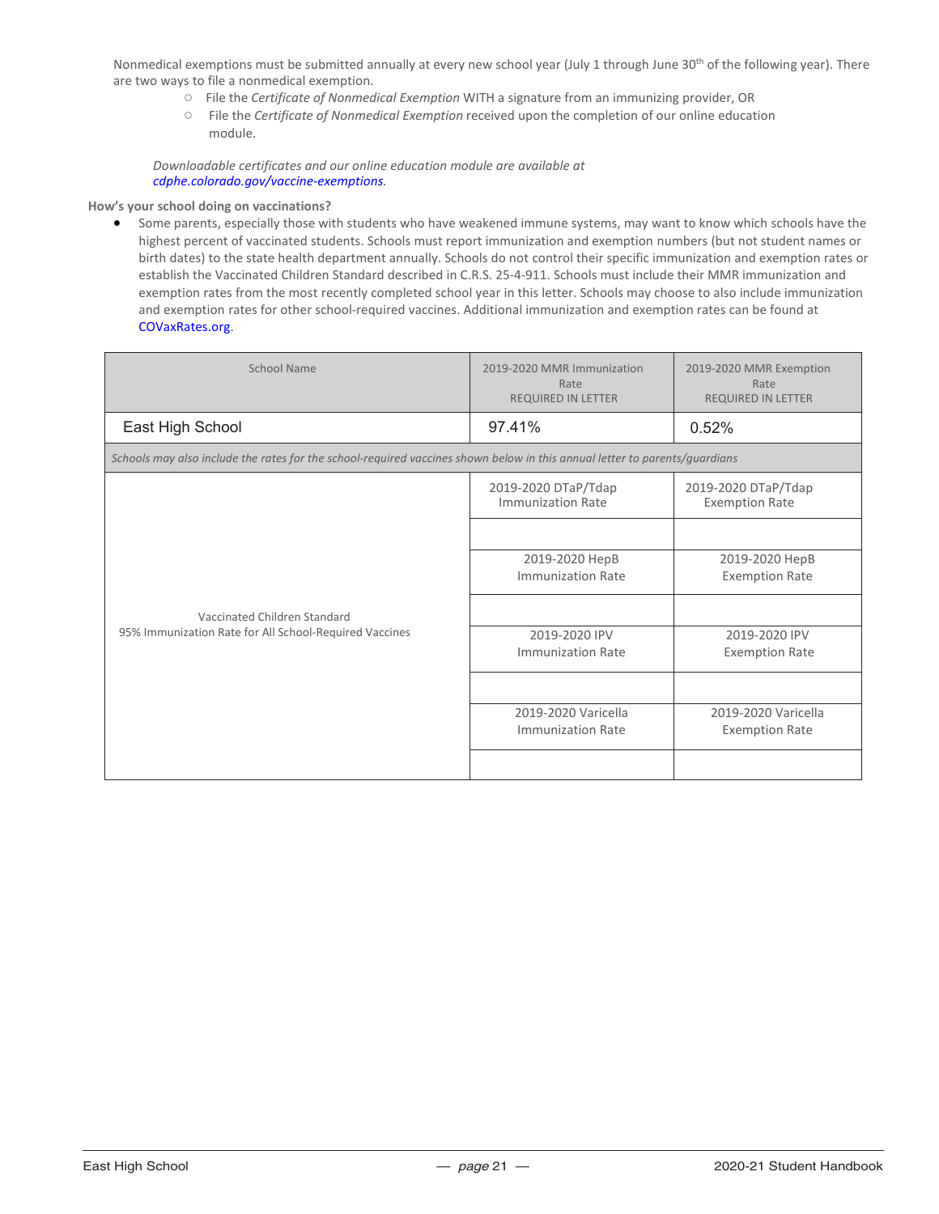Nonmedical exemptions must be submitted annually at every new school year (July 1 through June 30th of the following year). There are two ways to file a nonmedical exemption.

- File the *Certificate of Nonmedical Exemption* WITH a signature from an immunizing provider, OR
- File the *Certificate of Nonmedical Exemption* received upon the completion of our online education module.

*Downloadable certificates and our online education module are available at cdphe.colorado.gov/vaccine-exemptions.*

**How's your school doing on vaccinations?**

- Some parents, especially those with students who have weakened immune systems, may want to know which schools have the highest percent of vaccinated students. Schools must report immunization and exemption numbers (but not student names or birth dates) to the state health department annually. Schools do not control their specific immunization and exemption rates or establish the Vaccinated Children Standard described in C.R.S. 25-4-911. Schools must include their MMR immunization and exemption rates from the most recently completed school year in this letter. Schools may choose to also include immunization and exemption rates for other school-required vaccines. Additional immunization and exemption rates can be found at COVaxRates.org.

| School Name | 2019-2020 MMR Immunization Rate REQUIRED IN LETTER | 2019-2020 MMR Exemption Rate REQUIRED IN LETTER |
|---|---|---|
| East High School | 97.41% | 0.52% |
| *Schools may also include the rates for the school-required vaccines shown below in this annual letter to parents/guardians* | | |
| Vaccinated Children Standard 95% Immunization Rate for All School-Required Vaccines | 2019-2020 DTaP/Tdap Immunization Rate | 2019-2020 DTaP/Tdap Exemption Rate |
| | | |
| | 2019-2020 HepB Immunization Rate | 2019-2020 HepB Exemption Rate |
| | | |
| | 2019-2020 IPV Immunization Rate | 2019-2020 IPV Exemption Rate |
| | | |
| | 2019-2020 Varicella Immunization Rate | 2019-2020 Varicella Exemption Rate |
| | | |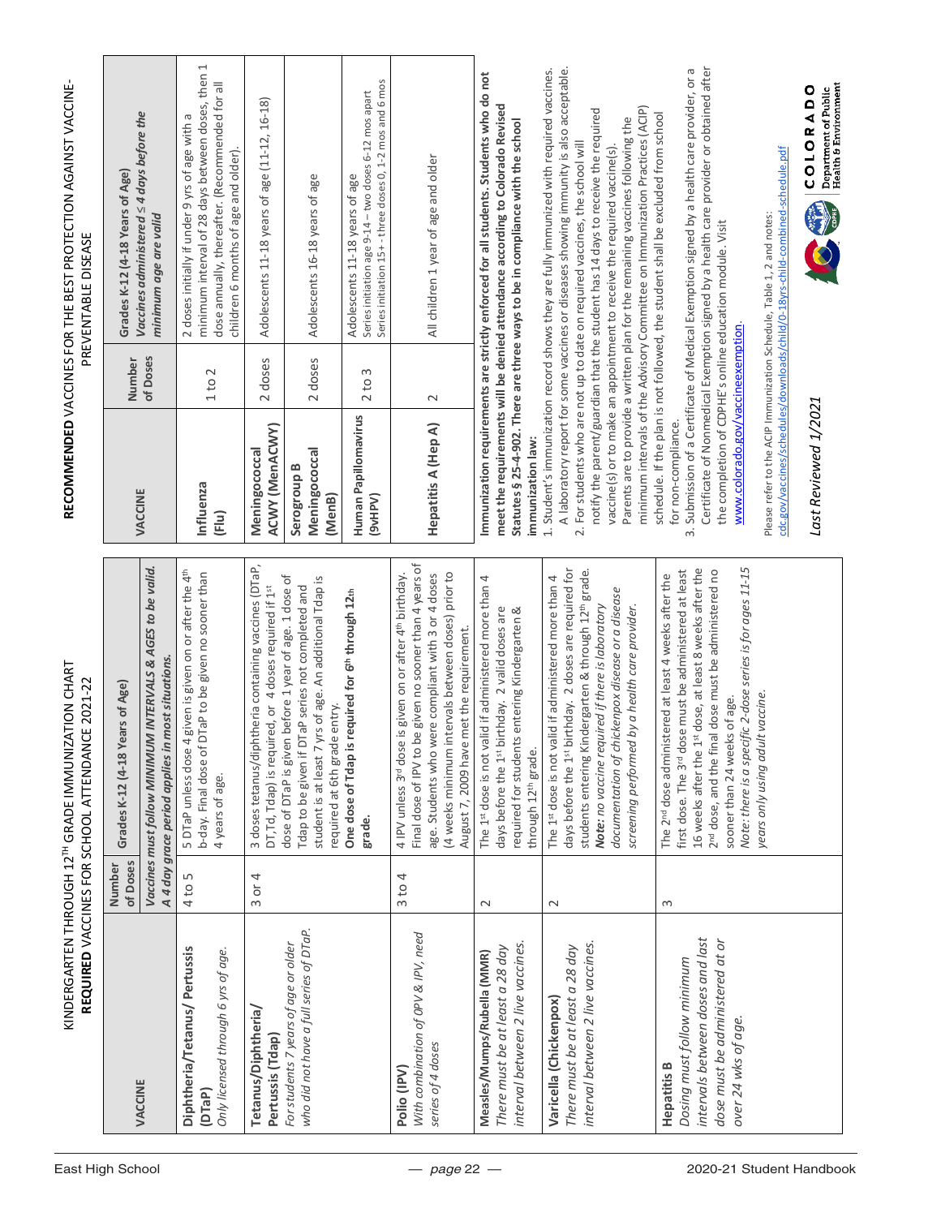# KINDERGARTEN THROUGH 12[TH] GRADE IMMUNIZATION CHART

## REQUIRED VACCINES FOR SCHOOL ATTENDANCE 2021-22

| VACCINE | Number of Doses | Grades K-12 (4-18 Years of Age) |
|---|---|---|
| | | *Vaccines must follow MINIMUM INTERVALS & AGES to be valid. A 4 day grace period applies in most situations.* |
| **Diphtheria/Tetanus/ Pertussis (DTaP)** *Only licensed through 6 yrs of age.* | 4 to 5 | 5 DTaP unless dose 4 given is given on or after the 4th b-day. Final dose of DTaP to be given no sooner than 4 years of age. |
| **Tetanus/Diphtheria/ Pertussis (Tdap)** *For students 7 years of age or older who did not have a full series of DTaP.* | 3 or 4 | 3 doses tetanus/diphtheria containing vaccines (DTaP, DT,Td, Tdap) is required, or 4 doses required if 1st dose of DTaP is given before 1 year of age. 1 dose of Tdap to be given if DTaP series not completed and student is at least 7 yrs of age. An additional Tdap is required at 6th grade entry. **One dose of Tdap is required for 6th through 12th grade.** |
| **Polio (IPV)** *With combination of OPV & IPV, need series of 4 doses* | 3 to 4 | 4 IPV unless 3rd dose is given on or after 4th birthday. Final dose of IPV to be given no sooner than 4 years of age. Students who were compliant with 3 or 4 doses (4 weeks minimum intervals between doses) prior to August 7, 2009 have met the requirement. |
| **Measles/Mumps/Rubella (MMR)** *There must be at least a 28 day interval between 2 live vaccines.* | 2 | The 1st dose is not valid if administered more than 4 days before the 1st birthday. 2 valid doses are required for students entering Kindergarten & through 12th grade. |
| **Varicella (Chickenpox)** *There must be at least a 28 day interval between 2 live vaccines.* | 2 | The 1st dose is not valid if administered more than 4 days before the 1st birthday. 2 doses are required for students entering Kindergarten & through 12th grade. ***Note:*** *no vaccine required if there is laboratory documentation of chickenpox disease or a disease screening performed by a health care provider.* |
| **Hepatitis B** *Dosing must follow minimum intervals between doses and last dose must be administered at or over 24 wks of age.* | 3 | The 2nd dose administered at least 4 weeks after the first dose. The 3rd dose must be administered at least 16 weeks after the 1st dose, at least 8 weeks after the 2nd dose, and the final dose must be administered no sooner than 24 weeks of age. *Note: there is a specific 2-dose series is for ages 11-15 years only using adult vaccine.* |

## RECOMMENDED VACCINES FOR THE BEST PROTECTION AGAINST VACCINE-PREVENTABLE DISEASE

| VACCINE | Number of Doses | Grades K-12 (4-18 Years of Age) *Vaccines administered ≤ 4 days before the minimum age are valid* |
|---|---|---|
| **Influenza (Flu)** | 1 to 2 | 2 doses initially if under 9 yrs of age with a minimum interval of 28 days between doses, then 1 dose annually, thereafter. (Recommended for all children 6 months of age and older). |
| **Meningococcal ACWY (MenACWY)** | 2 doses | Adolescents 11-18 years of age (11-12, 16-18) |
| **Serogroup B Meningococcal (MenB)** | 2 doses | Adolescents 16-18 years of age |
| **Human Papillomavirus (9vHPV)** | 2 to 3 | Adolescents 11-18 years of age Series initiation age 9-14 – two doses 6-12 mos apart Series initiation 15+ - three doses 0, 1-2 mos and 6 mos |
| **Hepatitis A (Hep A)** | 2 | All children 1 year of age and older |

**Immunization requirements are strictly enforced for all students. Students who do not meet the requirements will be denied attendance according to Colorado Revised Statutes § 25-4-902. There are three ways to be in compliance with the school immunization law:**

1. Student's immunization record shows they are fully immunized with required vaccines. A laboratory report for some vaccines or diseases showing immunity is also acceptable.
2. For students who are not up to date on required vaccines, the school will notify the parent/guardian that the student has 14 days to receive the required vaccine(s) or to make an appointment to receive the required vaccine(s). Parents are to provide a written plan for the remaining vaccines following the minimum intervals of the Advisory Committee on Immunization Practices (ACIP) schedule. If the plan is not followed, the student shall be excluded from school for non-compliance.
3. Submission of a Certificate of Medical Exemption signed by a health care provider, or a Certificate of Nonmedical Exemption signed by a health care provider or obtained after the completion of CDPHE's online education module. Visit www.colorado.gov/vaccineexemption.

Please refer to the ACIP Immunization Schedule, Table 1,2 and notes: cdc.gov/vaccines/schedules/downloads/child/0-18yrs-child-combined-schedule.pdf

*Last Reviewed 1/2021*

COLORADO Department of Public Health & Environment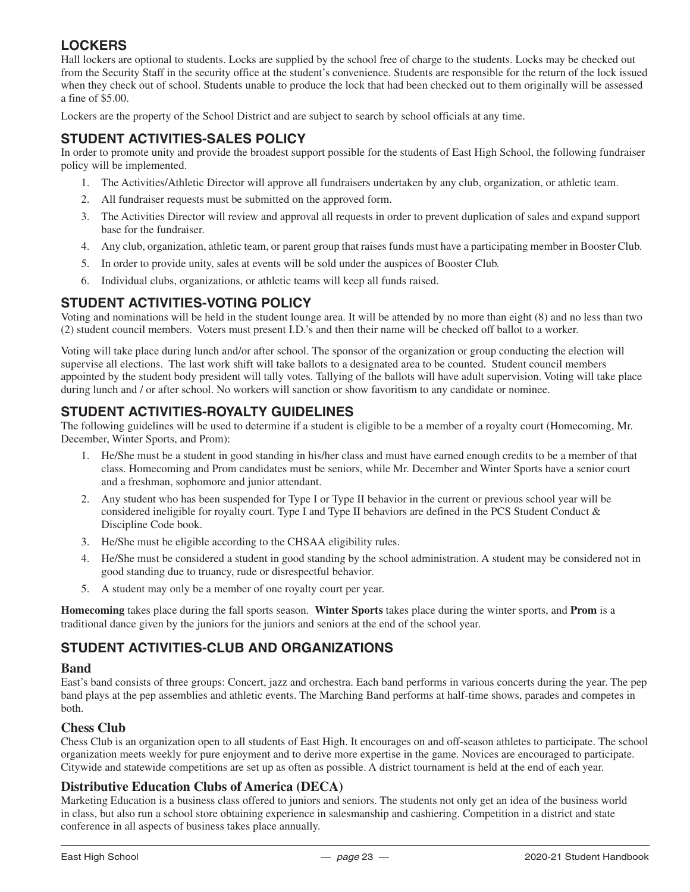## LOCKERS

Hall lockers are optional to students. Locks are supplied by the school free of charge to the students. Locks may be checked out from the Security Staff in the security office at the student's convenience. Students are responsible for the return of the lock issued when they check out of school. Students unable to produce the lock that had been checked out to them originally will be assessed a fine of $5.00.

Lockers are the property of the School District and are subject to search by school officials at any time.

## STUDENT ACTIVITIES-SALES POLICY

In order to promote unity and provide the broadest support possible for the students of East High School, the following fundraiser policy will be implemented.

1. The Activities/Athletic Director will approve all fundraisers undertaken by any club, organization, or athletic team.
2. All fundraiser requests must be submitted on the approved form.
3. The Activities Director will review and approval all requests in order to prevent duplication of sales and expand support base for the fundraiser.
4. Any club, organization, athletic team, or parent group that raises funds must have a participating member in Booster Club.
5. In order to provide unity, sales at events will be sold under the auspices of Booster Club.
6. Individual clubs, organizations, or athletic teams will keep all funds raised.

## STUDENT ACTIVITIES-VOTING POLICY

Voting and nominations will be held in the student lounge area. It will be attended by no more than eight (8) and no less than two (2) student council members. Voters must present I.D.'s and then their name will be checked off ballot to a worker.

Voting will take place during lunch and/or after school. The sponsor of the organization or group conducting the election will supervise all elections. The last work shift will take ballots to a designated area to be counted. Student council members appointed by the student body president will tally votes. Tallying of the ballots will have adult supervision. Voting will take place during lunch and / or after school. No workers will sanction or show favoritism to any candidate or nominee.

## STUDENT ACTIVITIES-ROYALTY GUIDELINES

The following guidelines will be used to determine if a student is eligible to be a member of a royalty court (Homecoming, Mr. December, Winter Sports, and Prom):

1. He/She must be a student in good standing in his/her class and must have earned enough credits to be a member of that class. Homecoming and Prom candidates must be seniors, while Mr. December and Winter Sports have a senior court and a freshman, sophomore and junior attendant.
2. Any student who has been suspended for Type I or Type II behavior in the current or previous school year will be considered ineligible for royalty court. Type I and Type II behaviors are defined in the PCS Student Conduct & Discipline Code book.
3. He/She must be eligible according to the CHSAA eligibility rules.
4. He/She must be considered a student in good standing by the school administration. A student may be considered not in good standing due to truancy, rude or disrespectful behavior.
5. A student may only be a member of one royalty court per year.

**Homecoming** takes place during the fall sports season. **Winter Sports** takes place during the winter sports, and **Prom** is a traditional dance given by the juniors for the juniors and seniors at the end of the school year.

## STUDENT ACTIVITIES-CLUB AND ORGANIZATIONS

### Band

East's band consists of three groups: Concert, jazz and orchestra. Each band performs in various concerts during the year. The pep band plays at the pep assemblies and athletic events. The Marching Band performs at half-time shows, parades and competes in both.

### Chess Club

Chess Club is an organization open to all students of East High. It encourages on and off-season athletes to participate. The school organization meets weekly for pure enjoyment and to derive more expertise in the game. Novices are encouraged to participate. Citywide and statewide competitions are set up as often as possible. A district tournament is held at the end of each year.

### Distributive Education Clubs of America (DECA)

Marketing Education is a business class offered to juniors and seniors. The students not only get an idea of the business world in class, but also run a school store obtaining experience in salesmanship and cashiering. Competition in a district and state conference in all aspects of business takes place annually.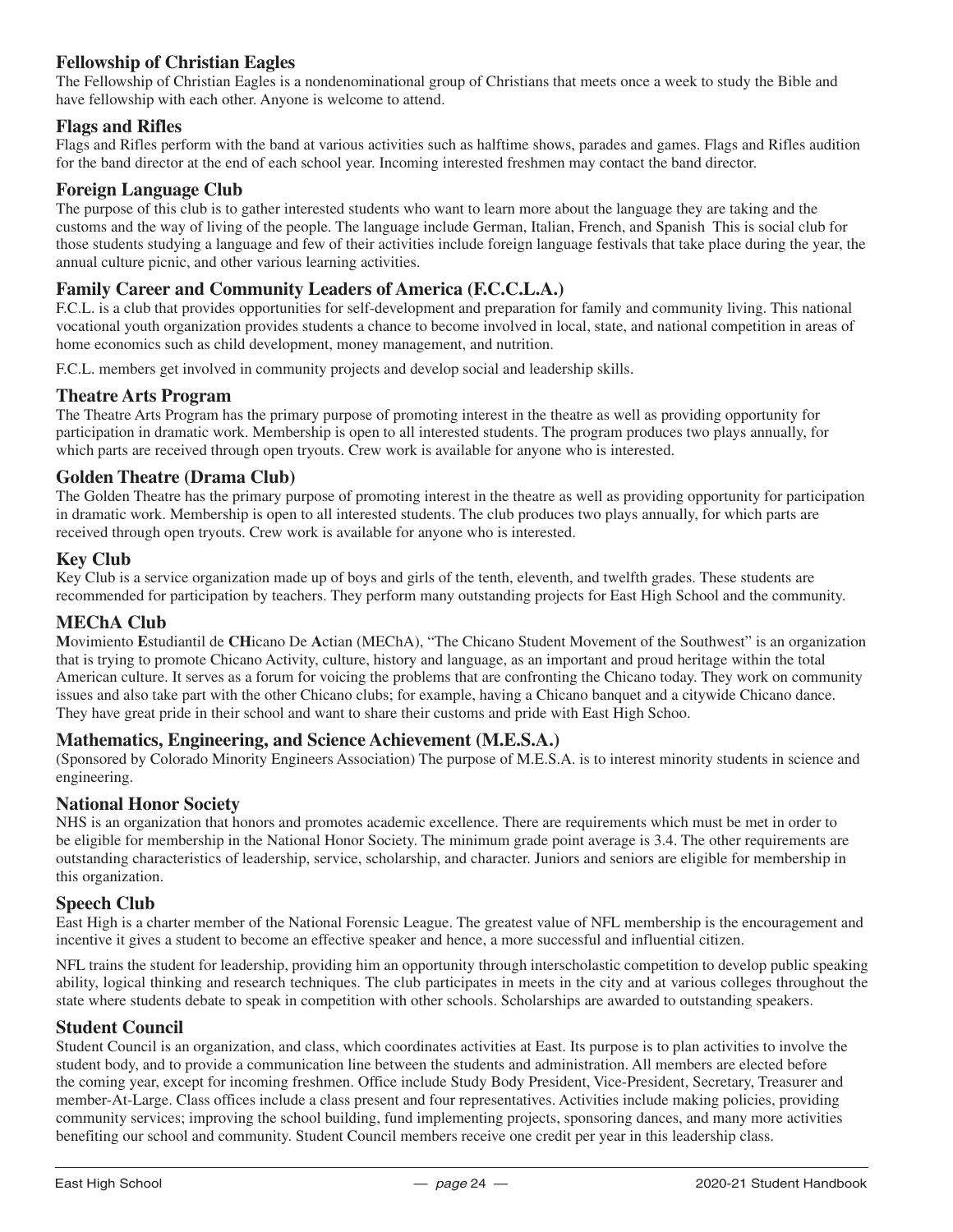## Fellowship of Christian Eagles

The Fellowship of Christian Eagles is a nondenominational group of Christians that meets once a week to study the Bible and have fellowship with each other. Anyone is welcome to attend.

## Flags and Rifles

Flags and Rifles perform with the band at various activities such as halftime shows, parades and games. Flags and Rifles audition for the band director at the end of each school year. Incoming interested freshmen may contact the band director.

## Foreign Language Club

The purpose of this club is to gather interested students who want to learn more about the language they are taking and the customs and the way of living of the people. The language include German, Italian, French, and Spanish This is social club for those students studying a language and few of their activities include foreign language festivals that take place during the year, the annual culture picnic, and other various learning activities.

## Family Career and Community Leaders of America (F.C.C.L.A.)

F.C.L. is a club that provides opportunities for self-development and preparation for family and community living. This national vocational youth organization provides students a chance to become involved in local, state, and national competition in areas of home economics such as child development, money management, and nutrition.

F.C.L. members get involved in community projects and develop social and leadership skills.

## Theatre Arts Program

The Theatre Arts Program has the primary purpose of promoting interest in the theatre as well as providing opportunity for participation in dramatic work. Membership is open to all interested students. The program produces two plays annually, for which parts are received through open tryouts. Crew work is available for anyone who is interested.

## Golden Theatre (Drama Club)

The Golden Theatre has the primary purpose of promoting interest in the theatre as well as providing opportunity for participation in dramatic work. Membership is open to all interested students. The club produces two plays annually, for which parts are received through open tryouts. Crew work is available for anyone who is interested.

## Key Club

Key Club is a service organization made up of boys and girls of the tenth, eleventh, and twelfth grades. These students are recommended for participation by teachers. They perform many outstanding projects for East High School and the community.

## MEChA Club

**M**ovimiento **E**studiantil de **CH**icano De **A**ctian (MEChA), "The Chicano Student Movement of the Southwest" is an organization that is trying to promote Chicano Activity, culture, history and language, as an important and proud heritage within the total American culture. It serves as a forum for voicing the problems that are confronting the Chicano today. They work on community issues and also take part with the other Chicano clubs; for example, having a Chicano banquet and a citywide Chicano dance. They have great pride in their school and want to share their customs and pride with East High Schoo.

## Mathematics, Engineering, and Science Achievement (M.E.S.A.)

(Sponsored by Colorado Minority Engineers Association) The purpose of M.E.S.A. is to interest minority students in science and engineering.

## National Honor Society

NHS is an organization that honors and promotes academic excellence. There are requirements which must be met in order to be eligible for membership in the National Honor Society. The minimum grade point average is 3.4. The other requirements are outstanding characteristics of leadership, service, scholarship, and character. Juniors and seniors are eligible for membership in this organization.

## Speech Club

East High is a charter member of the National Forensic League. The greatest value of NFL membership is the encouragement and incentive it gives a student to become an effective speaker and hence, a more successful and influential citizen.

NFL trains the student for leadership, providing him an opportunity through interscholastic competition to develop public speaking ability, logical thinking and research techniques. The club participates in meets in the city and at various colleges throughout the state where students debate to speak in competition with other schools. Scholarships are awarded to outstanding speakers.

## Student Council

Student Council is an organization, and class, which coordinates activities at East. Its purpose is to plan activities to involve the student body, and to provide a communication line between the students and administration. All members are elected before the coming year, except for incoming freshmen. Office include Study Body President, Vice-President, Secretary, Treasurer and member-At-Large. Class offices include a class present and four representatives. Activities include making policies, providing community services; improving the school building, fund implementing projects, sponsoring dances, and many more activities benefiting our school and community. Student Council members receive one credit per year in this leadership class.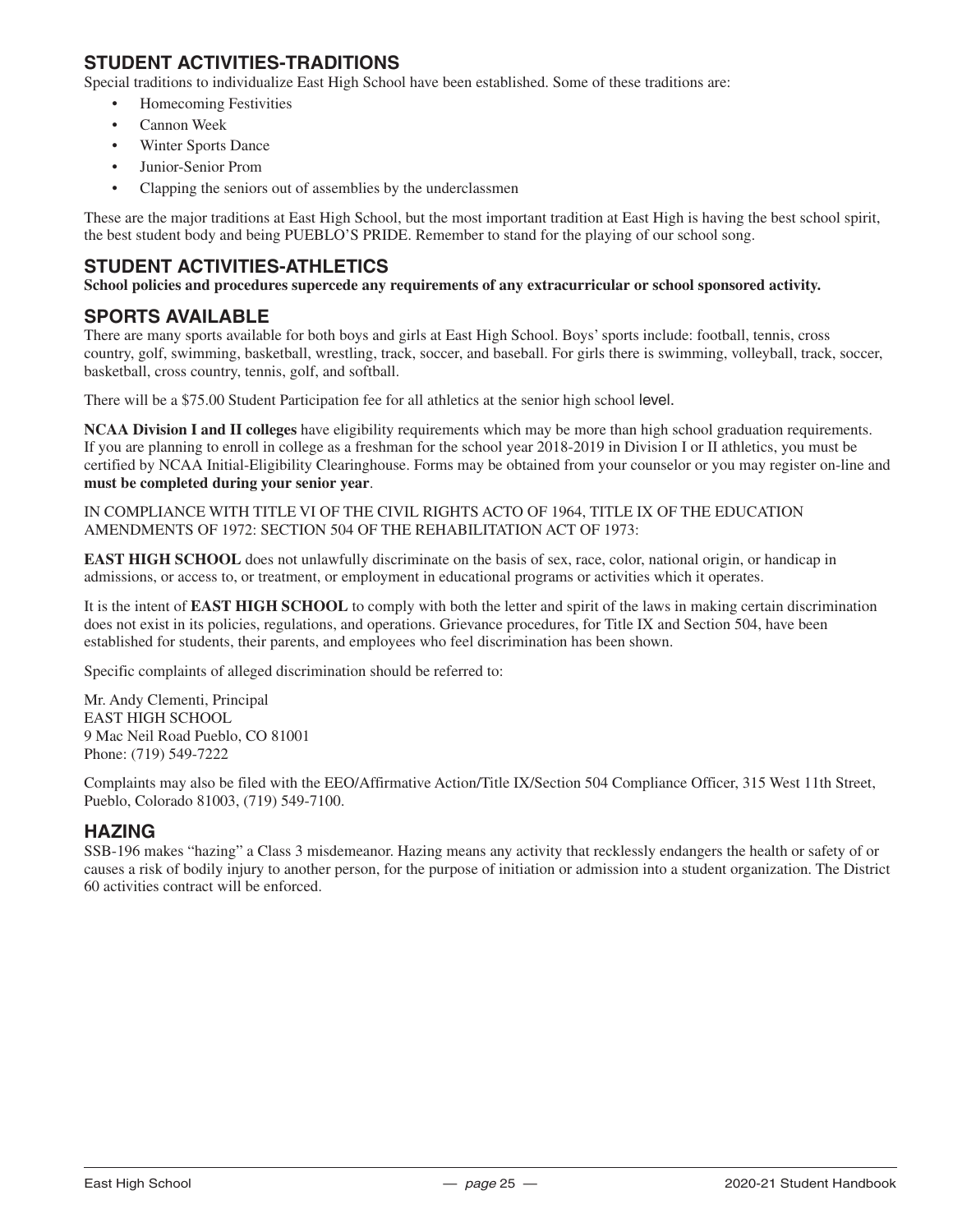## STUDENT ACTIVITIES-TRADITIONS

Special traditions to individualize East High School have been established. Some of these traditions are:

- Homecoming Festivities
- Cannon Week
- Winter Sports Dance
- Junior-Senior Prom
- Clapping the seniors out of assemblies by the underclassmen

These are the major traditions at East High School, but the most important tradition at East High is having the best school spirit, the best student body and being PUEBLO'S PRIDE. Remember to stand for the playing of our school song.

## STUDENT ACTIVITIES-ATHLETICS

**School policies and procedures supercede any requirements of any extracurricular or school sponsored activity.**

## SPORTS AVAILABLE

There are many sports available for both boys and girls at East High School. Boys' sports include: football, tennis, cross country, golf, swimming, basketball, wrestling, track, soccer, and baseball. For girls there is swimming, volleyball, track, soccer, basketball, cross country, tennis, golf, and softball.

There will be a $75.00 Student Participation fee for all athletics at the senior high school level.

**NCAA Division I and II colleges** have eligibility requirements which may be more than high school graduation requirements. If you are planning to enroll in college as a freshman for the school year 2018-2019 in Division I or II athletics, you must be certified by NCAA Initial-Eligibility Clearinghouse. Forms may be obtained from your counselor or you may register on-line and **must be completed during your senior year**.

IN COMPLIANCE WITH TITLE VI OF THE CIVIL RIGHTS ACTO OF 1964, TITLE IX OF THE EDUCATION AMENDMENTS OF 1972: SECTION 504 OF THE REHABILITATION ACT OF 1973:

**EAST HIGH SCHOOL** does not unlawfully discriminate on the basis of sex, race, color, national origin, or handicap in admissions, or access to, or treatment, or employment in educational programs or activities which it operates.

It is the intent of **EAST HIGH SCHOOL** to comply with both the letter and spirit of the laws in making certain discrimination does not exist in its policies, regulations, and operations. Grievance procedures, for Title IX and Section 504, have been established for students, their parents, and employees who feel discrimination has been shown.

Specific complaints of alleged discrimination should be referred to:

Mr. Andy Clementi, Principal
EAST HIGH SCHOOL
9 Mac Neil Road Pueblo, CO 81001
Phone: (719) 549-7222

Complaints may also be filed with the EEO/Affirmative Action/Title IX/Section 504 Compliance Officer, 315 West 11th Street, Pueblo, Colorado 81003, (719) 549-7100.

## HAZING

SSB-196 makes "hazing" a Class 3 misdemeanor. Hazing means any activity that recklessly endangers the health or safety of or causes a risk of bodily injury to another person, for the purpose of initiation or admission into a student organization. The District 60 activities contract will be enforced.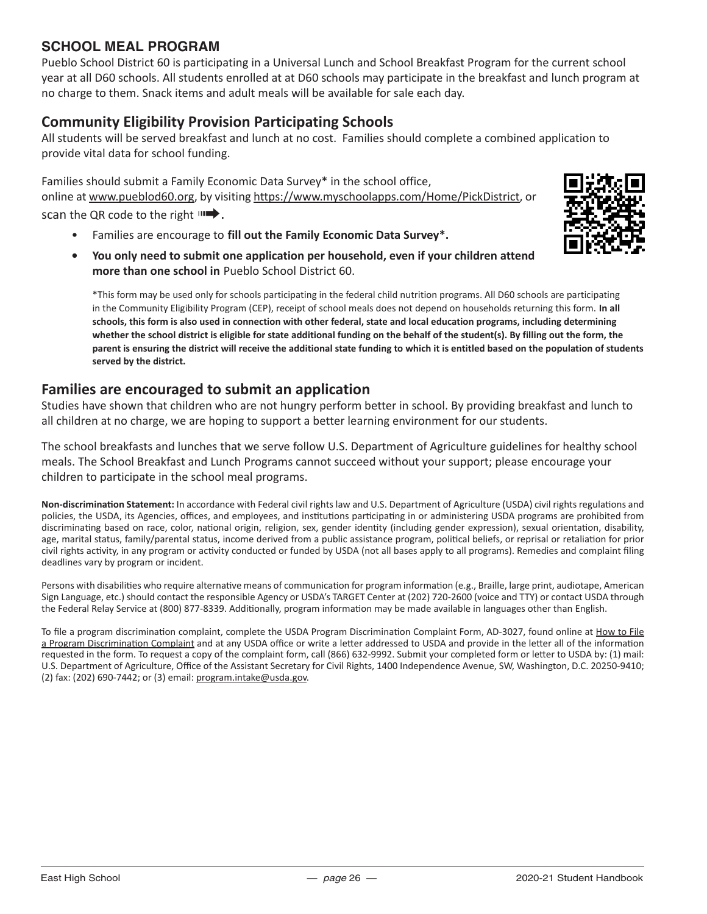## SCHOOL MEAL PROGRAM

Pueblo School District 60 is participating in a Universal Lunch and School Breakfast Program for the current school year at all D60 schools. All students enrolled at at D60 schools may participate in the breakfast and lunch program at no charge to them. Snack items and adult meals will be available for sale each day.

## Community Eligibility Provision Participating Schools

All students will be served breakfast and lunch at no cost. Families should complete a combined application to provide vital data for school funding.

Families should submit a Family Economic Data Survey* in the school office, online at www.pueblod60.org, by visiting https://www.myschoolapps.com/Home/PickDistrict, or scan the QR code to the right ➡.

- Families are encourage to **fill out the Family Economic Data Survey*.**
- **You only need to submit one application per household, even if your children attend more than one school in** Pueblo School District 60.

*This form may be used only for schools participating in the federal child nutrition programs. All D60 schools are participating in the Community Eligibility Program (CEP), receipt of school meals does not depend on households returning this form. **In all schools, this form is also used in connection with other federal, state and local education programs, including determining whether the school district is eligible for state additional funding on the behalf of the student(s). By filling out the form, the parent is ensuring the district will receive the additional state funding to which it is entitled based on the population of students served by the district.**

## Families are encouraged to submit an application

Studies have shown that children who are not hungry perform better in school. By providing breakfast and lunch to all children at no charge, we are hoping to support a better learning environment for our students.

The school breakfasts and lunches that we serve follow U.S. Department of Agriculture guidelines for healthy school meals. The School Breakfast and Lunch Programs cannot succeed without your support; please encourage your children to participate in the school meal programs.

**Non-discrimination Statement:** In accordance with Federal civil rights law and U.S. Department of Agriculture (USDA) civil rights regulations and policies, the USDA, its Agencies, offices, and employees, and institutions participating in or administering USDA programs are prohibited from discriminating based on race, color, national origin, religion, sex, gender identity (including gender expression), sexual orientation, disability, age, marital status, family/parental status, income derived from a public assistance program, political beliefs, or reprisal or retaliation for prior civil rights activity, in any program or activity conducted or funded by USDA (not all bases apply to all programs). Remedies and complaint filing deadlines vary by program or incident.

Persons with disabilities who require alternative means of communication for program information (e.g., Braille, large print, audiotape, American Sign Language, etc.) should contact the responsible Agency or USDA's TARGET Center at (202) 720-2600 (voice and TTY) or contact USDA through the Federal Relay Service at (800) 877-8339. Additionally, program information may be made available in languages other than English.

To file a program discrimination complaint, complete the USDA Program Discrimination Complaint Form, AD-3027, found online at How to File a Program Discrimination Complaint and at any USDA office or write a letter addressed to USDA and provide in the letter all of the information requested in the form. To request a copy of the complaint form, call (866) 632-9992. Submit your completed form or letter to USDA by: (1) mail: U.S. Department of Agriculture, Office of the Assistant Secretary for Civil Rights, 1400 Independence Avenue, SW, Washington, D.C. 20250-9410; (2) fax: (202) 690-7442; or (3) email: program.intake@usda.gov.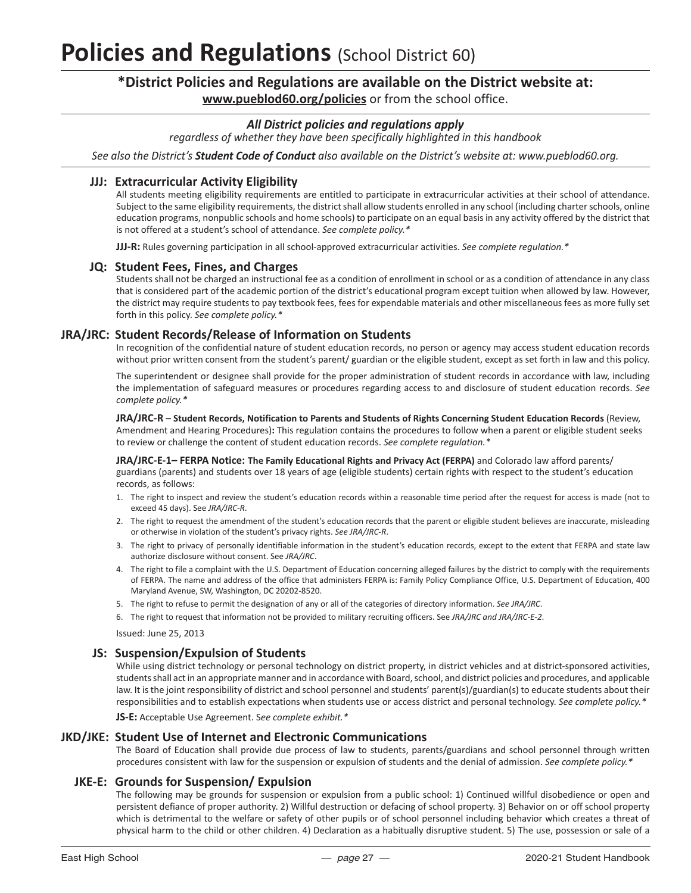# Policies and Regulations (School District 60)

## *District Policies and Regulations are available on the District website at: www.pueblod60.org/policies or from the school office.

***All District policies and regulations apply***

*regardless of whether they have been specifically highlighted in this handbook*

*See also the District's **Student Code of Conduct** also available on the District's website at: www.pueblod60.org.*

### JJJ: Extracurricular Activity Eligibility

All students meeting eligibility requirements are entitled to participate in extracurricular activities at their school of attendance. Subject to the same eligibility requirements, the district shall allow students enrolled in any school (including charter schools, online education programs, nonpublic schools and home schools) to participate on an equal basis in any activity offered by the district that is not offered at a student's school of attendance. *See complete policy.**

**JJJ-R:** Rules governing participation in all school-approved extracurricular activities. *See complete regulation.**

### JQ: Student Fees, Fines, and Charges

Students shall not be charged an instructional fee as a condition of enrollment in school or as a condition of attendance in any class that is considered part of the academic portion of the district's educational program except tuition when allowed by law. However, the district may require students to pay textbook fees, fees for expendable materials and other miscellaneous fees as more fully set forth in this policy. *See complete policy.**

### JRA/JRC: Student Records/Release of Information on Students

In recognition of the confidential nature of student education records, no person or agency may access student education records without prior written consent from the student's parent/ guardian or the eligible student, except as set forth in law and this policy.

The superintendent or designee shall provide for the proper administration of student records in accordance with law, including the implementation of safeguard measures or procedures regarding access to and disclosure of student education records. *See complete policy.**

**JRA/JRC-R – Student Records, Notification to Parents and Students of Rights Concerning Student Education Records** (Review, Amendment and Hearing Procedures)**:** This regulation contains the procedures to follow when a parent or eligible student seeks to review or challenge the content of student education records. *See complete regulation.**

**JRA/JRC-E-1– FERPA Notice: The Family Educational Rights and Privacy Act (FERPA)** and Colorado law afford parents/ guardians (parents) and students over 18 years of age (eligible students) certain rights with respect to the student's education records, as follows:

1. The right to inspect and review the student's education records within a reasonable time period after the request for access is made (not to exceed 45 days). See *JRA/JRC-R*.
2. The right to request the amendment of the student's education records that the parent or eligible student believes are inaccurate, misleading or otherwise in violation of the student's privacy rights. *See JRA/JRC-R*.
3. The right to privacy of personally identifiable information in the student's education records, except to the extent that FERPA and state law authorize disclosure without consent. See *JRA/JRC*.
4. The right to file a complaint with the U.S. Department of Education concerning alleged failures by the district to comply with the requirements of FERPA. The name and address of the office that administers FERPA is: Family Policy Compliance Office, U.S. Department of Education, 400 Maryland Avenue, SW, Washington, DC 20202-8520.
5. The right to refuse to permit the designation of any or all of the categories of directory information. *See JRA/JRC*.
6. The right to request that information not be provided to military recruiting officers. See *JRA/JRC and JRA/JRC-E-2*.

Issued: June 25, 2013

### JS: Suspension/Expulsion of Students

While using district technology or personal technology on district property, in district vehicles and at district-sponsored activities, students shall act in an appropriate manner and in accordance with Board, school, and district policies and procedures, and applicable law. It is the joint responsibility of district and school personnel and students' parent(s)/guardian(s) to educate students about their responsibilities and to establish expectations when students use or access district and personal technology. *See complete policy.**

**JS-E:** Acceptable Use Agreement. S*ee complete exhibit.**

### JKD/JKE: Student Use of Internet and Electronic Communications

The Board of Education shall provide due process of law to students, parents/guardians and school personnel through written procedures consistent with law for the suspension or expulsion of students and the denial of admission. *See complete policy.**

### JKE-E: Grounds for Suspension/ Expulsion

The following may be grounds for suspension or expulsion from a public school: 1) Continued willful disobedience or open and persistent defiance of proper authority. 2) Willful destruction or defacing of school property. 3) Behavior on or off school property which is detrimental to the welfare or safety of other pupils or of school personnel including behavior which creates a threat of physical harm to the child or other children. 4) Declaration as a habitually disruptive student. 5) The use, possession or sale of a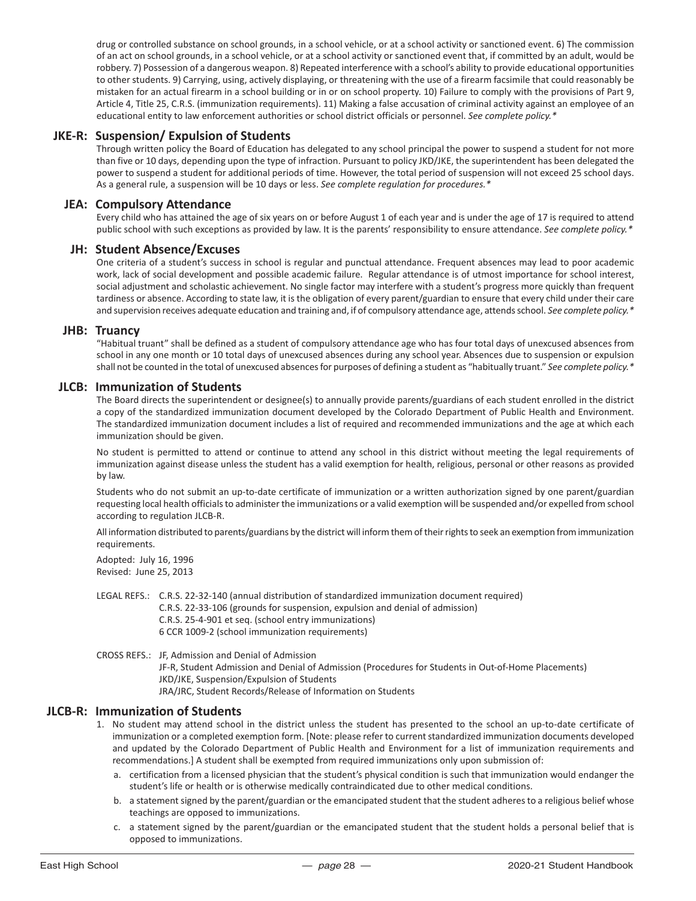drug or controlled substance on school grounds, in a school vehicle, or at a school activity or sanctioned event. 6) The commission of an act on school grounds, in a school vehicle, or at a school activity or sanctioned event that, if committed by an adult, would be robbery. 7) Possession of a dangerous weapon. 8) Repeated interference with a school's ability to provide educational opportunities to other students. 9) Carrying, using, actively displaying, or threatening with the use of a firearm facsimile that could reasonably be mistaken for an actual firearm in a school building or in or on school property. 10) Failure to comply with the provisions of Part 9, Article 4, Title 25, C.R.S. (immunization requirements). 11) Making a false accusation of criminal activity against an employee of an educational entity to law enforcement authorities or school district officials or personnel. *See complete policy.\**

## JKE-R: Suspension/ Expulsion of Students

Through written policy the Board of Education has delegated to any school principal the power to suspend a student for not more than five or 10 days, depending upon the type of infraction. Pursuant to policy JKD/JKE, the superintendent has been delegated the power to suspend a student for additional periods of time. However, the total period of suspension will not exceed 25 school days. As a general rule, a suspension will be 10 days or less. *See complete regulation for procedures.\**

## JEA: Compulsory Attendance

Every child who has attained the age of six years on or before August 1 of each year and is under the age of 17 is required to attend public school with such exceptions as provided by law. It is the parents' responsibility to ensure attendance. *See complete policy.\**

## JH: Student Absence/Excuses

One criteria of a student's success in school is regular and punctual attendance. Frequent absences may lead to poor academic work, lack of social development and possible academic failure. Regular attendance is of utmost importance for school interest, social adjustment and scholastic achievement. No single factor may interfere with a student's progress more quickly than frequent tardiness or absence. According to state law, it is the obligation of every parent/guardian to ensure that every child under their care and supervision receives adequate education and training and, if of compulsory attendance age, attends school. *See complete policy.\**

## JHB: Truancy

"Habitual truant" shall be defined as a student of compulsory attendance age who has four total days of unexcused absences from school in any one month or 10 total days of unexcused absences during any school year. Absences due to suspension or expulsion shall not be counted in the total of unexcused absences for purposes of defining a student as "habitually truant." *See complete policy.\**

## JLCB: Immunization of Students

The Board directs the superintendent or designee(s) to annually provide parents/guardians of each student enrolled in the district a copy of the standardized immunization document developed by the Colorado Department of Public Health and Environment. The standardized immunization document includes a list of required and recommended immunizations and the age at which each immunization should be given.

No student is permitted to attend or continue to attend any school in this district without meeting the legal requirements of immunization against disease unless the student has a valid exemption for health, religious, personal or other reasons as provided by law.

Students who do not submit an up-to-date certificate of immunization or a written authorization signed by one parent/guardian requesting local health officials to administer the immunizations or a valid exemption will be suspended and/or expelled from school according to regulation JLCB-R.

All information distributed to parents/guardians by the district will inform them of their rights to seek an exemption from immunization requirements.

Adopted: July 16, 1996
Revised: June 25, 2013

LEGAL REFS.: C.R.S. 22-32-140 (annual distribution of standardized immunization document required)
C.R.S. 22-33-106 (grounds for suspension, expulsion and denial of admission)
C.R.S. 25-4-901 et seq. (school entry immunizations)
6 CCR 1009-2 (school immunization requirements)

CROSS REFS.: JF, Admission and Denial of Admission
JF-R, Student Admission and Denial of Admission (Procedures for Students in Out-of-Home Placements)
JKD/JKE, Suspension/Expulsion of Students
JRA/JRC, Student Records/Release of Information on Students

## JLCB-R: Immunization of Students

1. No student may attend school in the district unless the student has presented to the school an up-to-date certificate of immunization or a completed exemption form. [Note: please refer to current standardized immunization documents developed and updated by the Colorado Department of Public Health and Environment for a list of immunization requirements and recommendations.] A student shall be exempted from required immunizations only upon submission of:
   a. certification from a licensed physician that the student's physical condition is such that immunization would endanger the student's life or health or is otherwise medically contraindicated due to other medical conditions.
   b. a statement signed by the parent/guardian or the emancipated student that the student adheres to a religious belief whose teachings are opposed to immunizations.
   c. a statement signed by the parent/guardian or the emancipated student that the student holds a personal belief that is opposed to immunizations.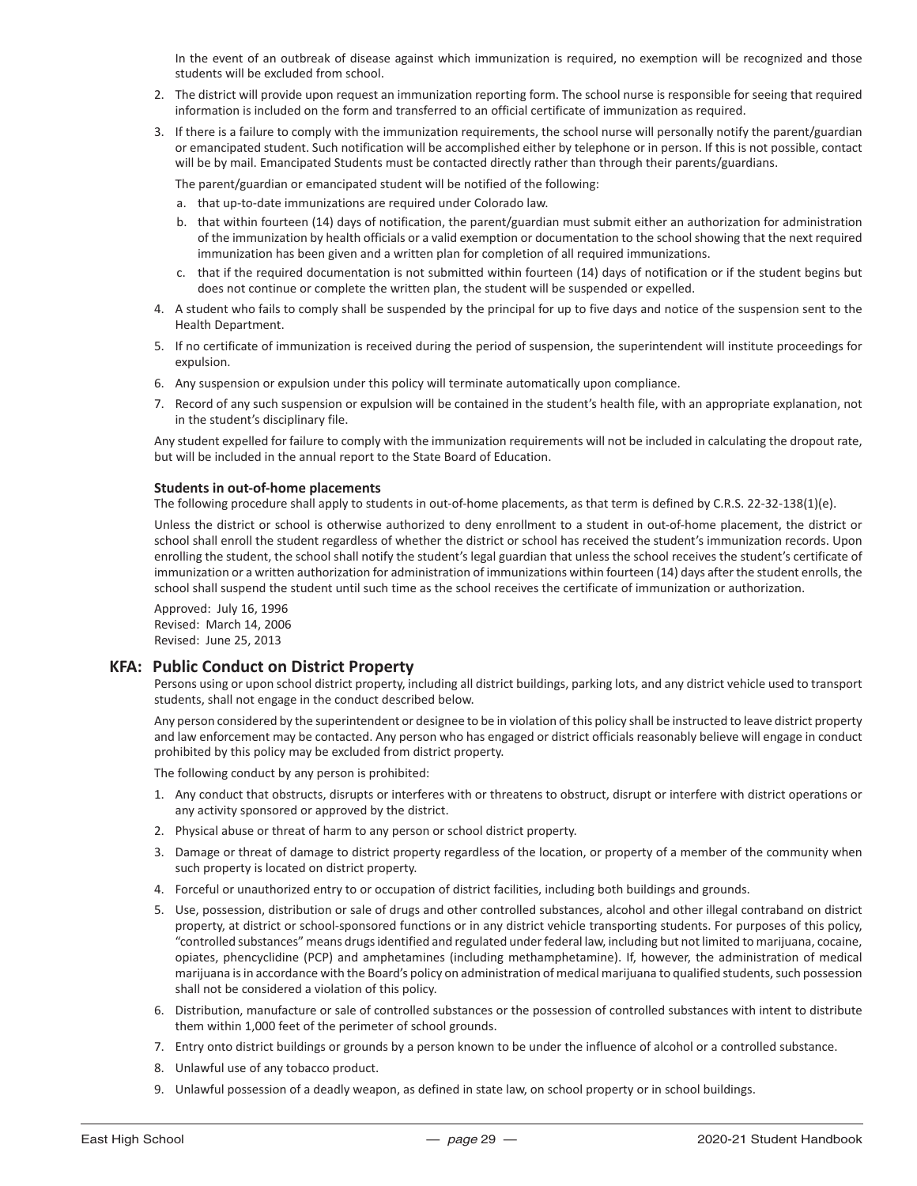In the event of an outbreak of disease against which immunization is required, no exemption will be recognized and those students will be excluded from school.

2. The district will provide upon request an immunization reporting form. The school nurse is responsible for seeing that required information is included on the form and transferred to an official certificate of immunization as required.
3. If there is a failure to comply with the immunization requirements, the school nurse will personally notify the parent/guardian or emancipated student. Such notification will be accomplished either by telephone or in person. If this is not possible, contact will be by mail. Emancipated Students must be contacted directly rather than through their parents/guardians.

   The parent/guardian or emancipated student will be notified of the following:

   a. that up-to-date immunizations are required under Colorado law.
   b. that within fourteen (14) days of notification, the parent/guardian must submit either an authorization for administration of the immunization by health officials or a valid exemption or documentation to the school showing that the next required immunization has been given and a written plan for completion of all required immunizations.
   c. that if the required documentation is not submitted within fourteen (14) days of notification or if the student begins but does not continue or complete the written plan, the student will be suspended or expelled.
4. A student who fails to comply shall be suspended by the principal for up to five days and notice of the suspension sent to the Health Department.
5. If no certificate of immunization is received during the period of suspension, the superintendent will institute proceedings for expulsion.
6. Any suspension or expulsion under this policy will terminate automatically upon compliance.
7. Record of any such suspension or expulsion will be contained in the student's health file, with an appropriate explanation, not in the student's disciplinary file.

Any student expelled for failure to comply with the immunization requirements will not be included in calculating the dropout rate, but will be included in the annual report to the State Board of Education.

**Students in out-of-home placements**

The following procedure shall apply to students in out-of-home placements, as that term is defined by C.R.S. 22-32-138(1)(e).

Unless the district or school is otherwise authorized to deny enrollment to a student in out-of-home placement, the district or school shall enroll the student regardless of whether the district or school has received the student's immunization records. Upon enrolling the student, the school shall notify the student's legal guardian that unless the school receives the student's certificate of immunization or a written authorization for administration of immunizations within fourteen (14) days after the student enrolls, the school shall suspend the student until such time as the school receives the certificate of immunization or authorization.

Approved: July 16, 1996
Revised: March 14, 2006
Revised: June 25, 2013

## KFA: Public Conduct on District Property

Persons using or upon school district property, including all district buildings, parking lots, and any district vehicle used to transport students, shall not engage in the conduct described below.

Any person considered by the superintendent or designee to be in violation of this policy shall be instructed to leave district property and law enforcement may be contacted. Any person who has engaged or district officials reasonably believe will engage in conduct prohibited by this policy may be excluded from district property.

The following conduct by any person is prohibited:

1. Any conduct that obstructs, disrupts or interferes with or threatens to obstruct, disrupt or interfere with district operations or any activity sponsored or approved by the district.
2. Physical abuse or threat of harm to any person or school district property.
3. Damage or threat of damage to district property regardless of the location, or property of a member of the community when such property is located on district property.
4. Forceful or unauthorized entry to or occupation of district facilities, including both buildings and grounds.
5. Use, possession, distribution or sale of drugs and other controlled substances, alcohol and other illegal contraband on district property, at district or school-sponsored functions or in any district vehicle transporting students. For purposes of this policy, "controlled substances" means drugs identified and regulated under federal law, including but not limited to marijuana, cocaine, opiates, phencyclidine (PCP) and amphetamines (including methamphetamine). If, however, the administration of medical marijuana is in accordance with the Board's policy on administration of medical marijuana to qualified students, such possession shall not be considered a violation of this policy.
6. Distribution, manufacture or sale of controlled substances or the possession of controlled substances with intent to distribute them within 1,000 feet of the perimeter of school grounds.
7. Entry onto district buildings or grounds by a person known to be under the influence of alcohol or a controlled substance.
8. Unlawful use of any tobacco product.
9. Unlawful possession of a deadly weapon, as defined in state law, on school property or in school buildings.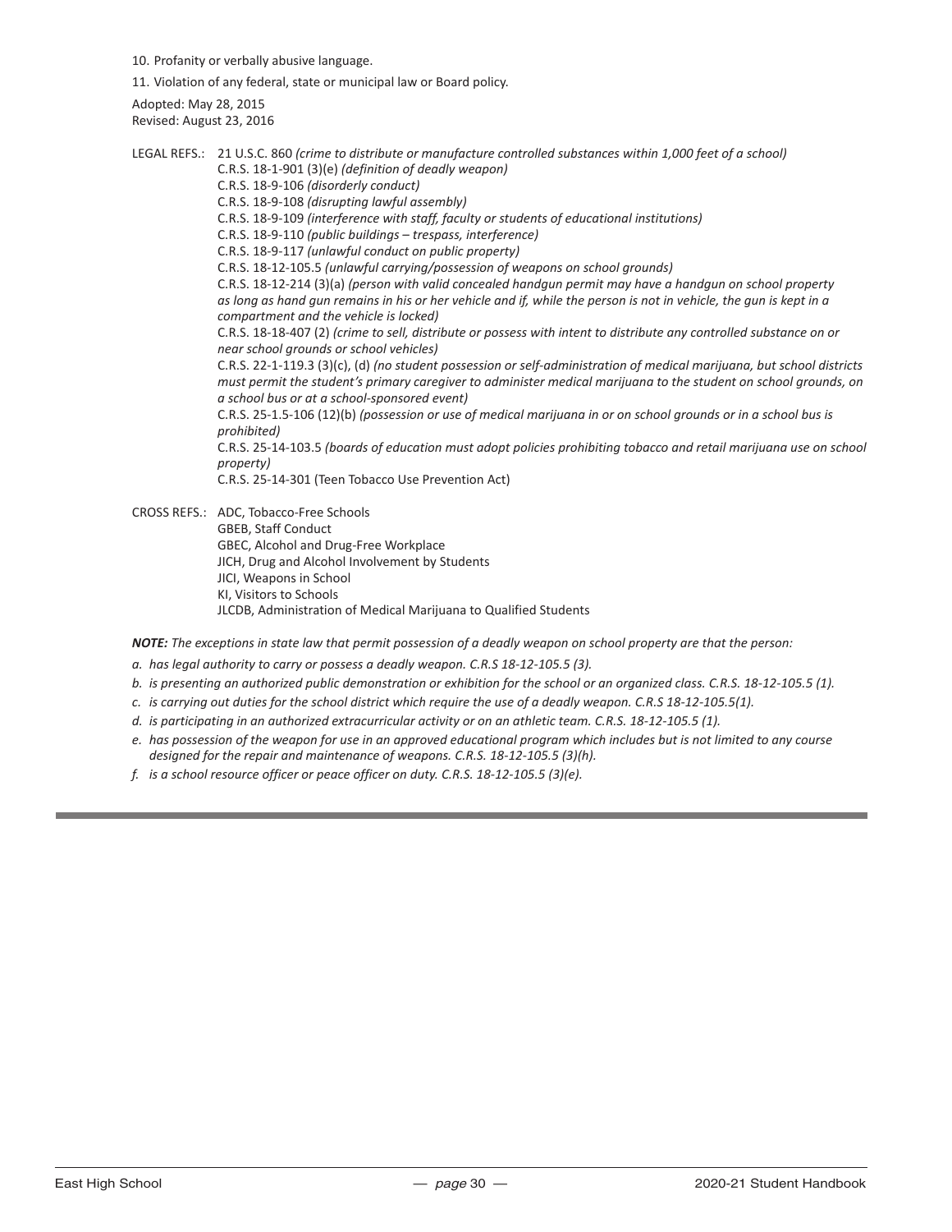10. Profanity or verbally abusive language.

11. Violation of any federal, state or municipal law or Board policy.

Adopted: May 28, 2015
Revised: August 23, 2016

LEGAL REFS.: 21 U.S.C. 860 *(crime to distribute or manufacture controlled substances within 1,000 feet of a school)*
C.R.S. 18-1-901 (3)(e) *(definition of deadly weapon)*
C.R.S. 18-9-106 *(disorderly conduct)*
C.R.S. 18-9-108 *(disrupting lawful assembly)*
C.R.S. 18-9-109 *(interference with staff, faculty or students of educational institutions)*
C.R.S. 18-9-110 *(public buildings – trespass, interference)*
C.R.S. 18-9-117 *(unlawful conduct on public property)*
C.R.S. 18-12-105.5 *(unlawful carrying/possession of weapons on school grounds)*
C.R.S. 18-12-214 (3)(a) *(person with valid concealed handgun permit may have a handgun on school property as long as hand gun remains in his or her vehicle and if, while the person is not in vehicle, the gun is kept in a compartment and the vehicle is locked)*
C.R.S. 18-18-407 (2) *(crime to sell, distribute or possess with intent to distribute any controlled substance on or near school grounds or school vehicles)*
C.R.S. 22-1-119.3 (3)(c), (d) *(no student possession or self-administration of medical marijuana, but school districts must permit the student's primary caregiver to administer medical marijuana to the student on school grounds, on a school bus or at a school-sponsored event)*
C.R.S. 25-1.5-106 (12)(b) *(possession or use of medical marijuana in or on school grounds or in a school bus is prohibited)*
C.R.S. 25-14-103.5 *(boards of education must adopt policies prohibiting tobacco and retail marijuana use on school property)*
C.R.S. 25-14-301 (Teen Tobacco Use Prevention Act)

CROSS REFS.: ADC, Tobacco-Free Schools
GBEB, Staff Conduct
GBEC, Alcohol and Drug-Free Workplace
JICH, Drug and Alcohol Involvement by Students
JICI, Weapons in School
KI, Visitors to Schools
JLCDB, Administration of Medical Marijuana to Qualified Students

***NOTE:*** *The exceptions in state law that permit possession of a deadly weapon on school property are that the person:*

*a. has legal authority to carry or possess a deadly weapon. C.R.S 18-12-105.5 (3).*

*b. is presenting an authorized public demonstration or exhibition for the school or an organized class. C.R.S. 18-12-105.5 (1).*

*c. is carrying out duties for the school district which require the use of a deadly weapon. C.R.S 18-12-105.5(1).*

*d. is participating in an authorized extracurricular activity or on an athletic team. C.R.S. 18-12-105.5 (1).*

*e. has possession of the weapon for use in an approved educational program which includes but is not limited to any course designed for the repair and maintenance of weapons. C.R.S. 18-12-105.5 (3)(h).*

*f. is a school resource officer or peace officer on duty. C.R.S. 18-12-105.5 (3)(e).*